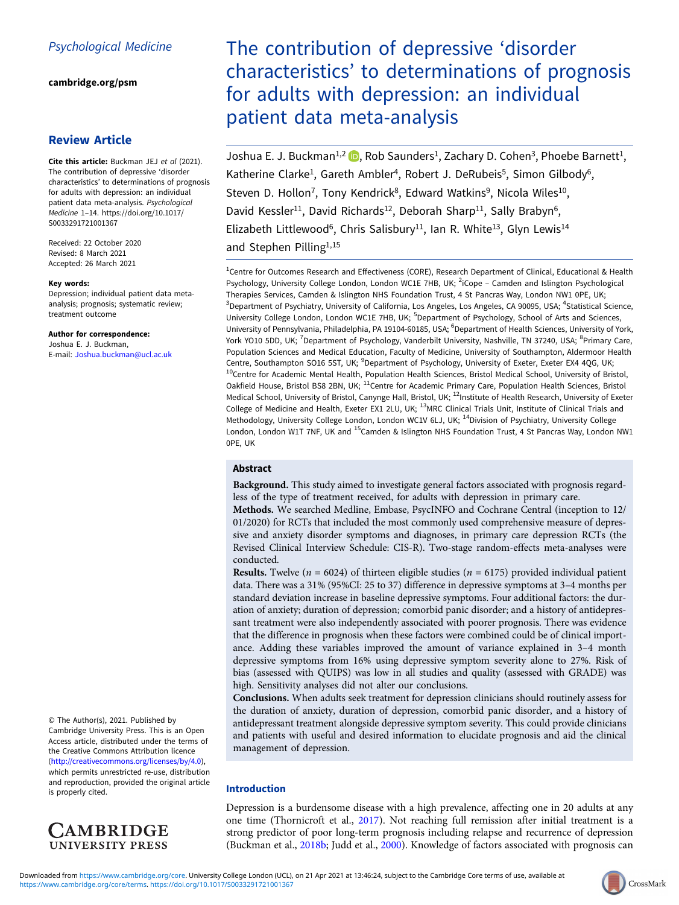Psychological Medicine

cambridge.org/psm

## Review Article

**Cite this article:** Buckman JEJ *et al* (2021). The contribution of depressive 'disorder characteristics' to determinations of prognosis for adults with depression: an individual patient data meta-analysis. *Psychological Medicine* 1–14. https://doi.org/10.1017/S0033291721001367

Received: 22 October 2020
Revised: 8 March 2021
Accepted: 26 March 2021

**Key words:**
Depression; individual patient data meta-analysis; prognosis; systematic review; treatment outcome

**Author for correspondence:**
Joshua E. J. Buckman,
E-mail: Joshua.buckman@ucl.ac.uk

© The Author(s), 2021. Published by Cambridge University Press. This is an Open Access article, distributed under the terms of the Creative Commons Attribution licence (http://creativecommons.org/licenses/by/4.0), which permits unrestricted re-use, distribution and reproduction, provided the original article is properly cited.

# The contribution of depressive 'disorder characteristics' to determinations of prognosis for adults with depression: an individual patient data meta-analysis

Joshua E. J. Buckman[1,2], Rob Saunders[1], Zachary D. Cohen[3], Phoebe Barnett[1], Katherine Clarke[1], Gareth Ambler[4], Robert J. DeRubeis[5], Simon Gilbody[6], Steven D. Hollon[7], Tony Kendrick[8], Edward Watkins[9], Nicola Wiles[10], David Kessler[11], David Richards[12], Deborah Sharp[11], Sally Brabyn[6], Elizabeth Littlewood[6], Chris Salisbury[11], Ian R. White[13], Glyn Lewis[14] and Stephen Pilling[1,15]

[1]Centre for Outcomes Research and Effectiveness (CORE), Research Department of Clinical, Educational & Health Psychology, University College London, London WC1E 7HB, UK; [2]iCope – Camden and Islington Psychological Therapies Services, Camden & Islington NHS Foundation Trust, 4 St Pancras Way, London NW1 0PE, UK; [3]Department of Psychiatry, University of California, Los Angeles, Los Angeles, CA 90095, USA; [4]Statistical Science, University College London, London WC1E 7HB, UK; [5]Department of Psychology, School of Arts and Sciences, University of Pennsylvania, Philadelphia, PA 19104-60185, USA; [6]Department of Health Sciences, University of York, York YO10 5DD, UK; [7]Department of Psychology, Vanderbilt University, Nashville, TN 37240, USA; [8]Primary Care, Population Sciences and Medical Education, Faculty of Medicine, University of Southampton, Aldermoor Health Centre, Southampton SO16 5ST, UK; [9]Department of Psychology, University of Exeter, Exeter EX4 4QG, UK; [10]Centre for Academic Mental Health, Population Health Sciences, Bristol Medical School, University of Bristol, Oakfield House, Bristol BS8 2BN, UK; [11]Centre for Academic Primary Care, Population Health Sciences, Bristol Medical School, University of Bristol, Canynge Hall, Bristol, UK; [12]Institute of Health Research, University of Exeter College of Medicine and Health, Exeter EX1 2LU, UK; [13]MRC Clinical Trials Unit, Institute of Clinical Trials and Methodology, University College London, London WC1V 6LJ, UK; [14]Division of Psychiatry, University College London, London W1T 7NF, UK and [15]Camden & Islington NHS Foundation Trust, 4 St Pancras Way, London NW1 0PE, UK

## Abstract

**Background.** This study aimed to investigate general factors associated with prognosis regardless of the type of treatment received, for adults with depression in primary care.

**Methods.** We searched Medline, Embase, PsycINFO and Cochrane Central (inception to 12/01/2020) for RCTs that included the most commonly used comprehensive measure of depressive and anxiety disorder symptoms and diagnoses, in primary care depression RCTs (the Revised Clinical Interview Schedule: CIS-R). Two-stage random-effects meta-analyses were conducted.

**Results.** Twelve ($n = 6024$) of thirteen eligible studies ($n = 6175$) provided individual patient data. There was a 31% (95%CI: 25 to 37) difference in depressive symptoms at 3–4 months per standard deviation increase in baseline depressive symptoms. Four additional factors: the duration of anxiety; duration of depression; comorbid panic disorder; and a history of antidepressant treatment were also independently associated with poorer prognosis. There was evidence that the difference in prognosis when these factors were combined could be of clinical importance. Adding these variables improved the amount of variance explained in 3–4 month depressive symptoms from 16% using depressive symptom severity alone to 27%. Risk of bias (assessed with QUIPS) was low in all studies and quality (assessed with GRADE) was high. Sensitivity analyses did not alter our conclusions.

**Conclusions.** When adults seek treatment for depression clinicians should routinely assess for the duration of anxiety, duration of depression, comorbid panic disorder, and a history of antidepressant treatment alongside depressive symptom severity. This could provide clinicians and patients with useful and desired information to elucidate prognosis and aid the clinical management of depression.

## Introduction

Depression is a burdensome disease with a high prevalence, affecting one in 20 adults at any one time (Thornicroft et al., 2017). Not reaching full remission after initial treatment is a strong predictor of poor long-term prognosis including relapse and recurrence of depression (Buckman et al., 2018b; Judd et al., 2000). Knowledge of factors associated with prognosis can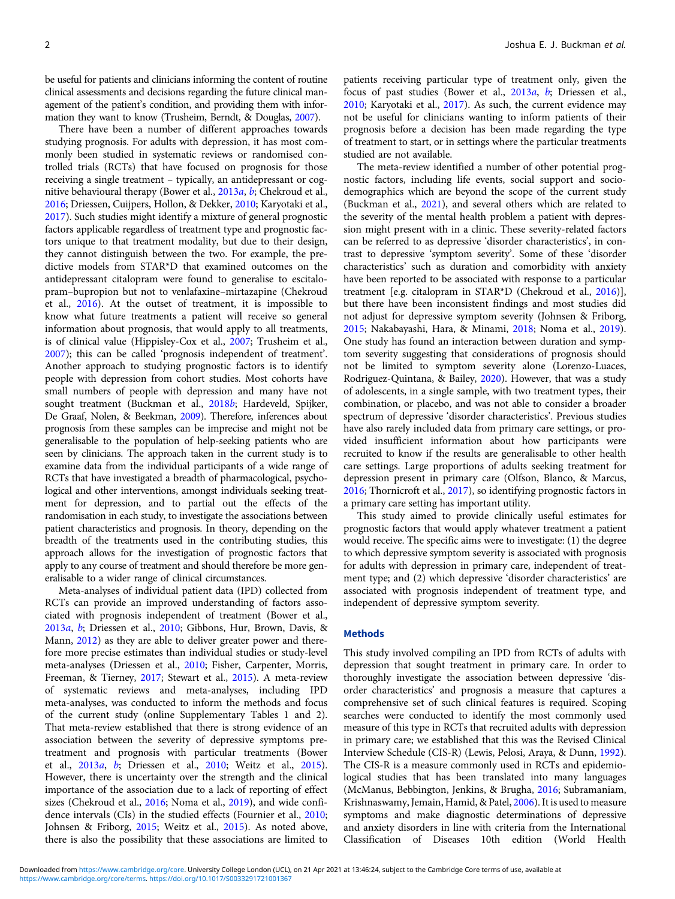be useful for patients and clinicians informing the content of routine clinical assessments and decisions regarding the future clinical management of the patient's condition, and providing them with information they want to know (Trusheim, Berndt, & Douglas, 2007).

There have been a number of different approaches towards studying prognosis. For adults with depression, it has most commonly been studied in systematic reviews or randomised controlled trials (RCTs) that have focused on prognosis for those receiving a single treatment – typically, an antidepressant or cognitive behavioural therapy (Bower et al., 2013a, b; Chekroud et al., 2016; Driessen, Cuijpers, Hollon, & Dekker, 2010; Karyotaki et al., 2017). Such studies might identify a mixture of general prognostic factors applicable regardless of treatment type and prognostic factors unique to that treatment modality, but due to their design, they cannot distinguish between the two. For example, the predictive models from STAR*D that examined outcomes on the antidepressant citalopram were found to generalise to escitalopram–bupropion but not to venlafaxine–mirtazapine (Chekroud et al., 2016). At the outset of treatment, it is impossible to know what future treatments a patient will receive so general information about prognosis, that would apply to all treatments, is of clinical value (Hippisley-Cox et al., 2007; Trusheim et al., 2007); this can be called 'prognosis independent of treatment'. Another approach to studying prognostic factors is to identify people with depression from cohort studies. Most cohorts have small numbers of people with depression and many have not sought treatment (Buckman et al., 2018b; Hardeveld, Spijker, De Graaf, Nolen, & Beekman, 2009). Therefore, inferences about prognosis from these samples can be imprecise and might not be generalisable to the population of help-seeking patients who are seen by clinicians. The approach taken in the current study is to examine data from the individual participants of a wide range of RCTs that have investigated a breadth of pharmacological, psychological and other interventions, amongst individuals seeking treatment for depression, and to partial out the effects of the randomisation in each study, to investigate the associations between patient characteristics and prognosis. In theory, depending on the breadth of the treatments used in the contributing studies, this approach allows for the investigation of prognostic factors that apply to any course of treatment and should therefore be more generalisable to a wider range of clinical circumstances.

Meta-analyses of individual patient data (IPD) collected from RCTs can provide an improved understanding of factors associated with prognosis independent of treatment (Bower et al., 2013a, b; Driessen et al., 2010; Gibbons, Hur, Brown, Davis, & Mann, 2012) as they are able to deliver greater power and therefore more precise estimates than individual studies or study-level meta-analyses (Driessen et al., 2010; Fisher, Carpenter, Morris, Freeman, & Tierney, 2017; Stewart et al., 2015). A meta-review of systematic reviews and meta-analyses, including IPD meta-analyses, was conducted to inform the methods and focus of the current study (online Supplementary Tables 1 and 2). That meta-review established that there is strong evidence of an association between the severity of depressive symptoms pre-treatment and prognosis with particular treatments (Bower et al., 2013a, b; Driessen et al., 2010; Weitz et al., 2015). However, there is uncertainty over the strength and the clinical importance of the association due to a lack of reporting of effect sizes (Chekroud et al., 2016; Noma et al., 2019), and wide confidence intervals (CIs) in the studied effects (Fournier et al., 2010; Johnsen & Friborg, 2015; Weitz et al., 2015). As noted above, there is also the possibility that these associations are limited to patients receiving particular type of treatment only, given the focus of past studies (Bower et al., 2013a, b; Driessen et al., 2010; Karyotaki et al., 2017). As such, the current evidence may not be useful for clinicians wanting to inform patients of their prognosis before a decision has been made regarding the type of treatment to start, or in settings where the particular treatments studied are not available.

The meta-review identified a number of other potential prognostic factors, including life events, social support and sociodemographics which are beyond the scope of the current study (Buckman et al., 2021), and several others which are related to the severity of the mental health problem a patient with depression might present with in a clinic. These severity-related factors can be referred to as depressive 'disorder characteristics', in contrast to depressive 'symptom severity'. Some of these 'disorder characteristics' such as duration and comorbidity with anxiety have been reported to be associated with response to a particular treatment [e.g. citalopram in STAR*D (Chekroud et al., 2016)], but there have been inconsistent findings and most studies did not adjust for depressive symptom severity (Johnsen & Friborg, 2015; Nakabayashi, Hara, & Minami, 2018; Noma et al., 2019). One study has found an interaction between duration and symptom severity suggesting that considerations of prognosis should not be limited to symptom severity alone (Lorenzo-Luaces, Rodriguez-Quintana, & Bailey, 2020). However, that was a study of adolescents, in a single sample, with two treatment types, their combination, or placebo, and was not able to consider a broader spectrum of depressive 'disorder characteristics'. Previous studies have also rarely included data from primary care settings, or provided insufficient information about how participants were recruited to know if the results are generalisable to other health care settings. Large proportions of adults seeking treatment for depression present in primary care (Olfson, Blanco, & Marcus, 2016; Thornicroft et al., 2017), so identifying prognostic factors in a primary care setting has important utility.

This study aimed to provide clinically useful estimates for prognostic factors that would apply whatever treatment a patient would receive. The specific aims were to investigate: (1) the degree to which depressive symptom severity is associated with prognosis for adults with depression in primary care, independent of treatment type; and (2) which depressive 'disorder characteristics' are associated with prognosis independent of treatment type, and independent of depressive symptom severity.

## Methods

This study involved compiling an IPD from RCTs of adults with depression that sought treatment in primary care. In order to thoroughly investigate the association between depressive 'disorder characteristics' and prognosis a measure that captures a comprehensive set of such clinical features is required. Scoping searches were conducted to identify the most commonly used measure of this type in RCTs that recruited adults with depression in primary care; we established that this was the Revised Clinical Interview Schedule (CIS-R) (Lewis, Pelosi, Araya, & Dunn, 1992). The CIS-R is a measure commonly used in RCTs and epidemiological studies that has been translated into many languages (McManus, Bebbington, Jenkins, & Brugha, 2016; Subramaniam, Krishnaswamy, Jemain, Hamid, & Patel, 2006). It is used to measure symptoms and make diagnostic determinations of depressive and anxiety disorders in line with criteria from the International Classification of Diseases 10th edition (World Health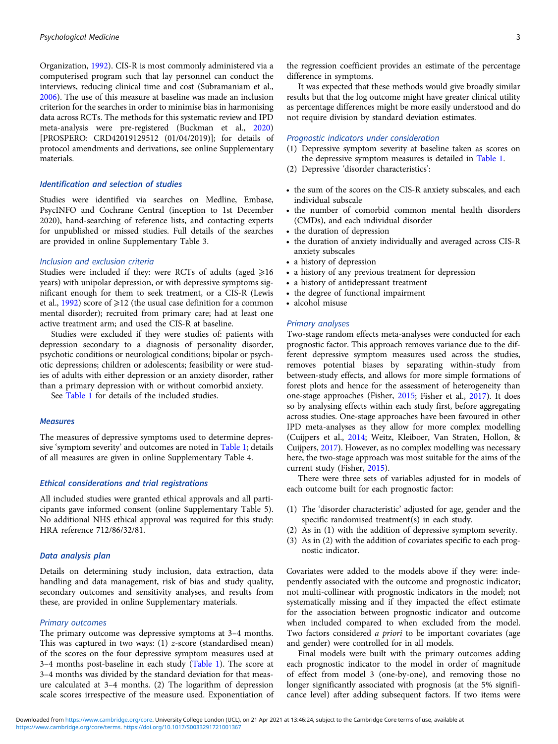Organization, 1992). CIS-R is most commonly administered via a computerised program such that lay personnel can conduct the interviews, reducing clinical time and cost (Subramaniam et al., 2006). The use of this measure at baseline was made an inclusion criterion for the searches in order to minimise bias in harmonising data across RCTs. The methods for this systematic review and IPD meta-analysis were pre-registered (Buckman et al., 2020) [PROSPERO: CRD42019129512 (01/04/2019)]; for details of protocol amendments and derivations, see online Supplementary materials.

### Identification and selection of studies

Studies were identified via searches on Medline, Embase, PsycINFO and Cochrane Central (inception to 1st December 2020), hand-searching of reference lists, and contacting experts for unpublished or missed studies. Full details of the searches are provided in online Supplementary Table 3.

#### Inclusion and exclusion criteria

Studies were included if they: were RCTs of adults (aged ⩾16 years) with unipolar depression, or with depressive symptoms significant enough for them to seek treatment, or a CIS-R (Lewis et al., 1992) score of ⩾12 (the usual case definition for a common mental disorder); recruited from primary care; had at least one active treatment arm; and used the CIS-R at baseline.

Studies were excluded if they were studies of: patients with depression secondary to a diagnosis of personality disorder, psychotic conditions or neurological conditions; bipolar or psychotic depressions; children or adolescents; feasibility or were studies of adults with either depression or an anxiety disorder, rather than a primary depression with or without comorbid anxiety.

See Table 1 for details of the included studies.

### Measures

The measures of depressive symptoms used to determine depressive 'symptom severity' and outcomes are noted in Table 1; details of all measures are given in online Supplementary Table 4.

### Ethical considerations and trial registrations

All included studies were granted ethical approvals and all participants gave informed consent (online Supplementary Table 5). No additional NHS ethical approval was required for this study: HRA reference 712/86/32/81.

### Data analysis plan

Details on determining study inclusion, data extraction, data handling and data management, risk of bias and study quality, secondary outcomes and sensitivity analyses, and results from these, are provided in online Supplementary materials.

#### Primary outcomes

The primary outcome was depressive symptoms at 3–4 months. This was captured in two ways: (1) *z*-score (standardised mean) of the scores on the four depressive symptom measures used at 3–4 months post-baseline in each study (Table 1). The score at 3–4 months was divided by the standard deviation for that measure calculated at 3–4 months. (2) The logarithm of depression scale scores irrespective of the measure used. Exponentiation of the regression coefficient provides an estimate of the percentage difference in symptoms.

It was expected that these methods would give broadly similar results but that the log outcome might have greater clinical utility as percentage differences might be more easily understood and do not require division by standard deviation estimates.

#### Prognostic indicators under consideration

(1) Depressive symptom severity at baseline taken as scores on the depressive symptom measures is detailed in Table 1.
(2) Depressive 'disorder characteristics':

- the sum of the scores on the CIS-R anxiety subscales, and each individual subscale
- the number of comorbid common mental health disorders (CMDs), and each individual disorder
- the duration of depression
- the duration of anxiety individually and averaged across CIS-R anxiety subscales
- a history of depression
- a history of any previous treatment for depression
- a history of antidepressant treatment
- the degree of functional impairment
- alcohol misuse

#### Primary analyses

Two-stage random effects meta-analyses were conducted for each prognostic factor. This approach removes variance due to the different depressive symptom measures used across the studies, removes potential biases by separating within-study from between-study effects, and allows for more simple formations of forest plots and hence for the assessment of heterogeneity than one-stage approaches (Fisher, 2015; Fisher et al., 2017). It does so by analysing effects within each study first, before aggregating across studies. One-stage approaches have been favoured in other IPD meta-analyses as they allow for more complex modelling (Cuijpers et al., 2014; Weitz, Kleiboer, Van Straten, Hollon, & Cuijpers, 2017). However, as no complex modelling was necessary here, the two-stage approach was most suitable for the aims of the current study (Fisher, 2015).

There were three sets of variables adjusted for in models of each outcome built for each prognostic factor:

(1) The 'disorder characteristic' adjusted for age, gender and the specific randomised treatment(s) in each study.
(2) As in (1) with the addition of depressive symptom severity.
(3) As in (2) with the addition of covariates specific to each prognostic indicator.

Covariates were added to the models above if they were: independently associated with the outcome and prognostic indicator; not multi-collinear with prognostic indicators in the model; not systematically missing and if they impacted the effect estimate for the association between prognostic indicator and outcome when included compared to when excluded from the model. Two factors considered *a priori* to be important covariates (age and gender) were controlled for in all models.

Final models were built with the primary outcomes adding each prognostic indicator to the model in order of magnitude of effect from model 3 (one-by-one), and removing those no longer significantly associated with prognosis (at the 5% significance level) after adding subsequent factors. If two items were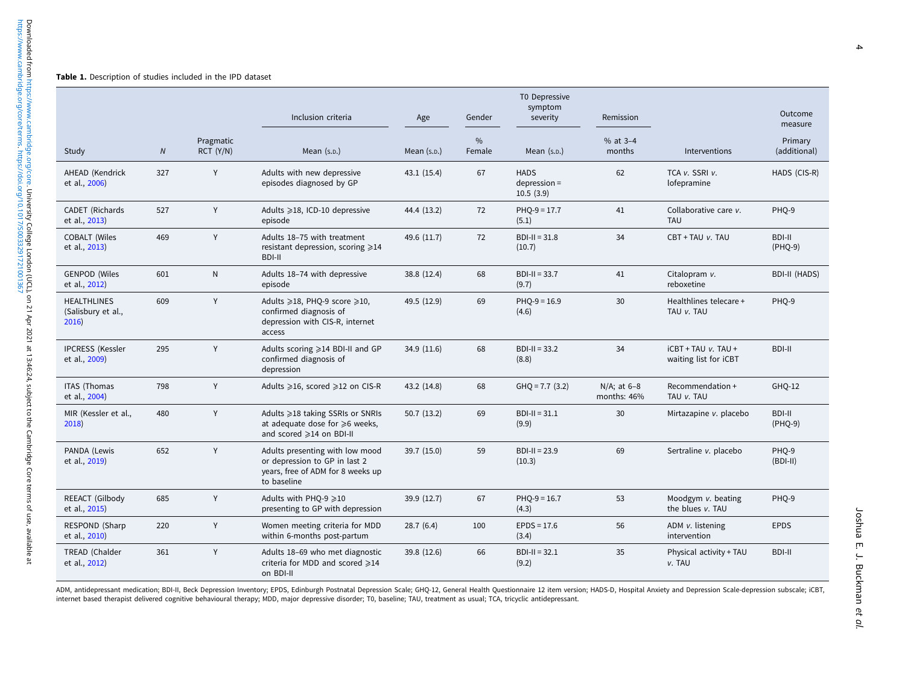**Table 1.** Description of studies included in the IPD dataset

| Study | *N* | Pragmatic RCT (Y/N) | Inclusion criteria | Age | Gender | T0 Depressive symptom severity | Remission | Interventions | Outcome measure |
|---|---|---|---|---|---|---|---|---|---|
| | | | Mean (s.d.) | Mean (s.d.) | % Female | Mean (s.d.) | % at 3–4 months | | Primary (additional) |
| AHEAD (Kendrick et al., 2006) | 327 | Y | Adults with new depressive episodes diagnosed by GP | 43.1 (15.4) | 67 | HADS depression = 10.5 (3.9) | 62 | TCA *v.* SSRI *v.* lofepramine | HADS (CIS-R) |
| CADET (Richards et al., 2013) | 527 | Y | Adults ⩾18, ICD-10 depressive episode | 44.4 (13.2) | 72 | PHQ-9 = 17.7 (5.1) | 41 | Collaborative care *v.* TAU | PHQ-9 |
| COBALT (Wiles et al., 2013) | 469 | Y | Adults 18–75 with treatment resistant depression, scoring ⩾14 BDI-II | 49.6 (11.7) | 72 | BDI-II = 31.8 (10.7) | 34 | CBT + TAU *v.* TAU | BDI-II (PHQ-9) |
| GENPOD (Wiles et al., 2012) | 601 | N | Adults 18–74 with depressive episode | 38.8 (12.4) | 68 | BDI-II = 33.7 (9.7) | 41 | Citalopram *v.* reboxetine | BDI-II (HADS) |
| HEALTHLINES (Salisbury et al., 2016) | 609 | Y | Adults ⩾18, PHQ-9 score ⩾10, confirmed diagnosis of depression with CIS-R, internet access | 49.5 (12.9) | 69 | PHQ-9 = 16.9 (4.6) | 30 | Healthlines telecare + TAU *v.* TAU | PHQ-9 |
| IPCRESS (Kessler et al., 2009) | 295 | Y | Adults scoring ⩾14 BDI-II and GP confirmed diagnosis of depression | 34.9 (11.6) | 68 | BDI-II = 33.2 (8.8) | 34 | iCBT + TAU *v.* TAU + waiting list for iCBT | BDI-II |
| ITAS (Thomas et al., 2004) | 798 | Y | Adults ⩾16, scored ⩾12 on CIS-R | 43.2 (14.8) | 68 | GHQ = 7.7 (3.2) | N/A; at 6–8 months: 46% | Recommendation + TAU *v.* TAU | GHQ-12 |
| MIR (Kessler et al., 2018) | 480 | Y | Adults ⩾18 taking SSRIs or SNRIs at adequate dose for ⩾6 weeks, and scored ⩾14 on BDI-II | 50.7 (13.2) | 69 | BDI-II = 31.1 (9.9) | 30 | Mirtazapine *v.* placebo | BDI-II (PHQ-9) |
| PANDA (Lewis et al., 2019) | 652 | Y | Adults presenting with low mood or depression to GP in last 2 years, free of ADM for 8 weeks up to baseline | 39.7 (15.0) | 59 | BDI-II = 23.9 (10.3) | 69 | Sertraline *v.* placebo | PHQ-9 (BDI-II) |
| REEACT (Gilbody et al., 2015) | 685 | Y | Adults with PHQ-9 ⩾10 presenting to GP with depression | 39.9 (12.7) | 67 | PHQ-9 = 16.7 (4.3) | 53 | Moodgym *v.* beating the blues *v.* TAU | PHQ-9 |
| RESPOND (Sharp et al., 2010) | 220 | Y | Women meeting criteria for MDD within 6-months post-partum | 28.7 (6.4) | 100 | EPDS = 17.6 (3.4) | 56 | ADM *v.* listening intervention | EPDS |
| TREAD (Chalder et al., 2012) | 361 | Y | Adults 18–69 who met diagnostic criteria for MDD and scored ⩾14 on BDI-II | 39.8 (12.6) | 66 | BDI-II = 32.1 (9.2) | 35 | Physical activity + TAU *v.* TAU | BDI-II |

ADM, antidepressant medication; BDI-II, Beck Depression Inventory; EPDS, Edinburgh Postnatal Depression Scale; GHQ-12, General Health Questionnaire 12 item version; HADS-D, Hospital Anxiety and Depression Scale-depression subscale; iCBT, internet based therapist delivered cognitive behavioural therapy; MDD, major depressive disorder; T0, baseline; TAU, treatment as usual; TCA, tricyclic antidepressant.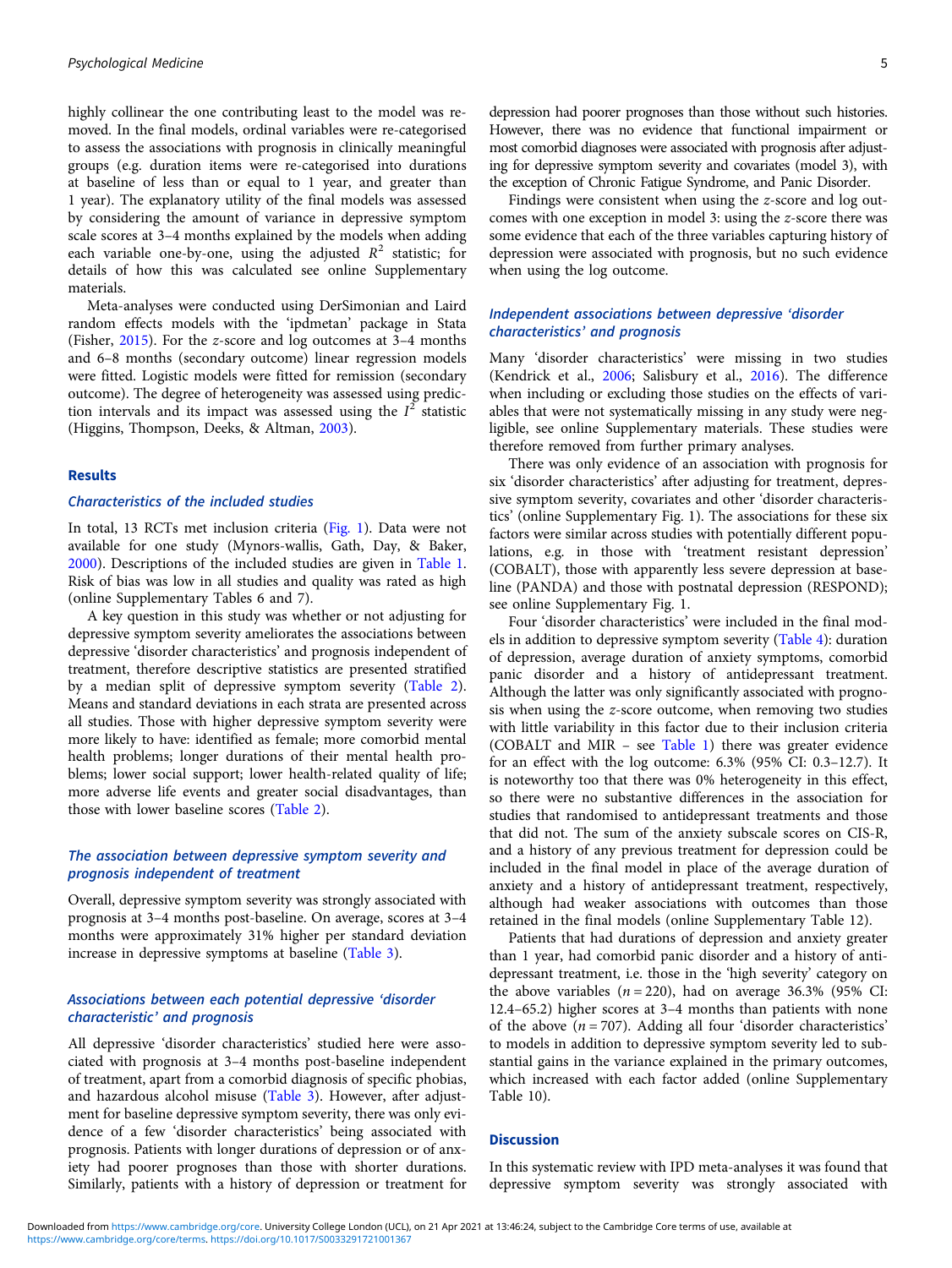highly collinear the one contributing least to the model was removed. In the final models, ordinal variables were re-categorised to assess the associations with prognosis in clinically meaningful groups (e.g. duration items were re-categorised into durations at baseline of less than or equal to 1 year, and greater than 1 year). The explanatory utility of the final models was assessed by considering the amount of variance in depressive symptom scale scores at 3–4 months explained by the models when adding each variable one-by-one, using the adjusted $R^2$ statistic; for details of how this was calculated see online Supplementary materials.

Meta-analyses were conducted using DerSimonian and Laird random effects models with the 'ipdmetan' package in Stata (Fisher, 2015). For the z-score and log outcomes at 3–4 months and 6–8 months (secondary outcome) linear regression models were fitted. Logistic models were fitted for remission (secondary outcome). The degree of heterogeneity was assessed using prediction intervals and its impact was assessed using the $I^2$ statistic (Higgins, Thompson, Deeks, & Altman, 2003).

## Results

### Characteristics of the included studies

In total, 13 RCTs met inclusion criteria (Fig. 1). Data were not available for one study (Mynors-wallis, Gath, Day, & Baker, 2000). Descriptions of the included studies are given in Table 1. Risk of bias was low in all studies and quality was rated as high (online Supplementary Tables 6 and 7).

A key question in this study was whether or not adjusting for depressive symptom severity ameliorates the associations between depressive 'disorder characteristics' and prognosis independent of treatment, therefore descriptive statistics are presented stratified by a median split of depressive symptom severity (Table 2). Means and standard deviations in each strata are presented across all studies. Those with higher depressive symptom severity were more likely to have: identified as female; more comorbid mental health problems; longer durations of their mental health problems; lower social support; lower health-related quality of life; more adverse life events and greater social disadvantages, than those with lower baseline scores (Table 2).

### The association between depressive symptom severity and prognosis independent of treatment

Overall, depressive symptom severity was strongly associated with prognosis at 3–4 months post-baseline. On average, scores at 3–4 months were approximately 31% higher per standard deviation increase in depressive symptoms at baseline (Table 3).

### Associations between each potential depressive 'disorder characteristic' and prognosis

All depressive 'disorder characteristics' studied here were associated with prognosis at 3–4 months post-baseline independent of treatment, apart from a comorbid diagnosis of specific phobias, and hazardous alcohol misuse (Table 3). However, after adjustment for baseline depressive symptom severity, there was only evidence of a few 'disorder characteristics' being associated with prognosis. Patients with longer durations of depression or of anxiety had poorer prognoses than those with shorter durations. Similarly, patients with a history of depression or treatment for depression had poorer prognoses than those without such histories. However, there was no evidence that functional impairment or most comorbid diagnoses were associated with prognosis after adjusting for depressive symptom severity and covariates (model 3), with the exception of Chronic Fatigue Syndrome, and Panic Disorder.

Findings were consistent when using the z-score and log outcomes with one exception in model 3: using the z-score there was some evidence that each of the three variables capturing history of depression were associated with prognosis, but no such evidence when using the log outcome.

### Independent associations between depressive 'disorder characteristics' and prognosis

Many 'disorder characteristics' were missing in two studies (Kendrick et al., 2006; Salisbury et al., 2016). The difference when including or excluding those studies on the effects of variables that were not systematically missing in any study were negligible, see online Supplementary materials. These studies were therefore removed from further primary analyses.

There was only evidence of an association with prognosis for six 'disorder characteristics' after adjusting for treatment, depressive symptom severity, covariates and other 'disorder characteristics' (online Supplementary Fig. 1). The associations for these six factors were similar across studies with potentially different populations, e.g. in those with 'treatment resistant depression' (COBALT), those with apparently less severe depression at baseline (PANDA) and those with postnatal depression (RESPOND); see online Supplementary Fig. 1.

Four 'disorder characteristics' were included in the final models in addition to depressive symptom severity (Table 4): duration of depression, average duration of anxiety symptoms, comorbid panic disorder and a history of antidepressant treatment. Although the latter was only significantly associated with prognosis when using the z-score outcome, when removing two studies with little variability in this factor due to their inclusion criteria (COBALT and MIR – see Table 1) there was greater evidence for an effect with the log outcome: 6.3% (95% CI: 0.3–12.7). It is noteworthy too that there was 0% heterogeneity in this effect, so there were no substantive differences in the association for studies that randomised to antidepressant treatments and those that did not. The sum of the anxiety subscale scores on CIS-R, and a history of any previous treatment for depression could be included in the final model in place of the average duration of anxiety and a history of antidepressant treatment, respectively, although had weaker associations with outcomes than those retained in the final models (online Supplementary Table 12).

Patients that had durations of depression and anxiety greater than 1 year, had comorbid panic disorder and a history of antidepressant treatment, i.e. those in the 'high severity' category on the above variables ($n = 220$), had on average 36.3% (95% CI: 12.4–65.2) higher scores at 3–4 months than patients with none of the above ($n = 707$). Adding all four 'disorder characteristics' to models in addition to depressive symptom severity led to substantial gains in the variance explained in the primary outcomes, which increased with each factor added (online Supplementary Table 10).

## Discussion

In this systematic review with IPD meta-analyses it was found that depressive symptom severity was strongly associated with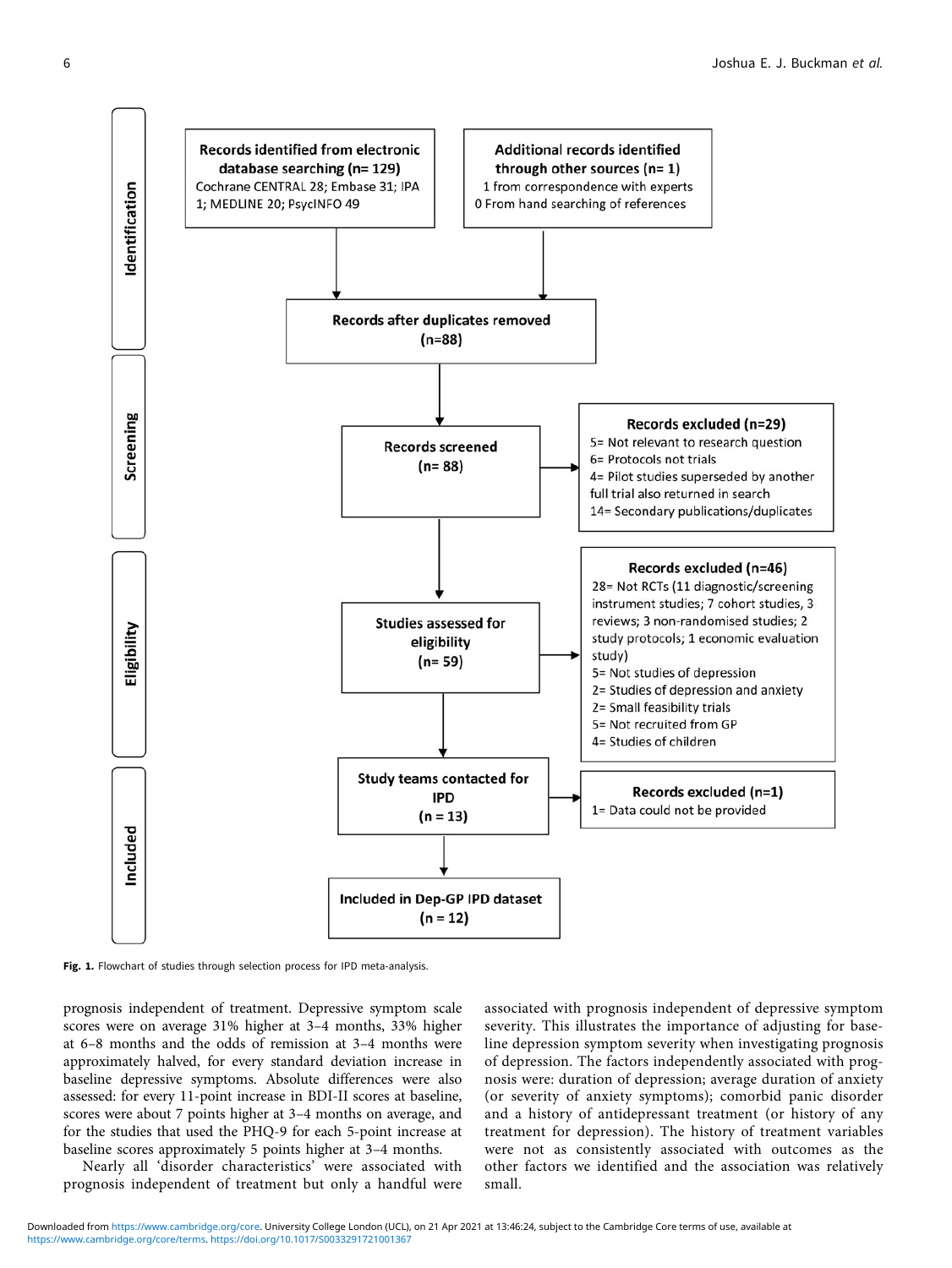Identification

**Records identified from electronic database searching (n= 129)**
Cochrane CENTRAL 28; Embase 31; IPA 1; MEDLINE 20; PsycINFO 49

**Additional records identified through other sources (n= 1)**
1 from correspondence with experts
0 From hand searching of references

**Records after duplicates removed (n=88)**

Screening

**Records screened (n= 88)**

**Records excluded (n=29)**
5= Not relevant to research question
6= Protocols not trials
4= Pilot studies superseded by another full trial also returned in search
14= Secondary publications/duplicates

Eligibility

**Studies assessed for eligibility (n= 59)**

**Records excluded (n=46)**
28= Not RCTs (11 diagnostic/screening instrument studies; 7 cohort studies, 3 reviews; 3 non-randomised studies; 2 study protocols; 1 economic evaluation study)
5= Not studies of depression
2= Studies of depression and anxiety
2= Small feasibility trials
5= Not recruited from GP
4= Studies of children

Included

**Study teams contacted for IPD (n = 13)**

**Records excluded (n=1)**
1= Data could not be provided

**Included in Dep-GP IPD dataset (n = 12)**

**Fig. 1.** Flowchart of studies through selection process for IPD meta-analysis.

prognosis independent of treatment. Depressive symptom scale scores were on average 31% higher at 3–4 months, 33% higher at 6–8 months and the odds of remission at 3–4 months were approximately halved, for every standard deviation increase in baseline depressive symptoms. Absolute differences were also assessed: for every 11-point increase in BDI-II scores at baseline, scores were about 7 points higher at 3–4 months on average, and for the studies that used the PHQ-9 for each 5-point increase at baseline scores approximately 5 points higher at 3–4 months.

Nearly all 'disorder characteristics' were associated with prognosis independent of treatment but only a handful were associated with prognosis independent of depressive symptom severity. This illustrates the importance of adjusting for baseline depression symptom severity when investigating prognosis of depression. The factors independently associated with prognosis were: duration of depression; average duration of anxiety (or severity of anxiety symptoms); comorbid panic disorder and a history of antidepressant treatment (or history of any treatment for depression). The history of treatment variables were not as consistently associated with outcomes as the other factors we identified and the association was relatively small.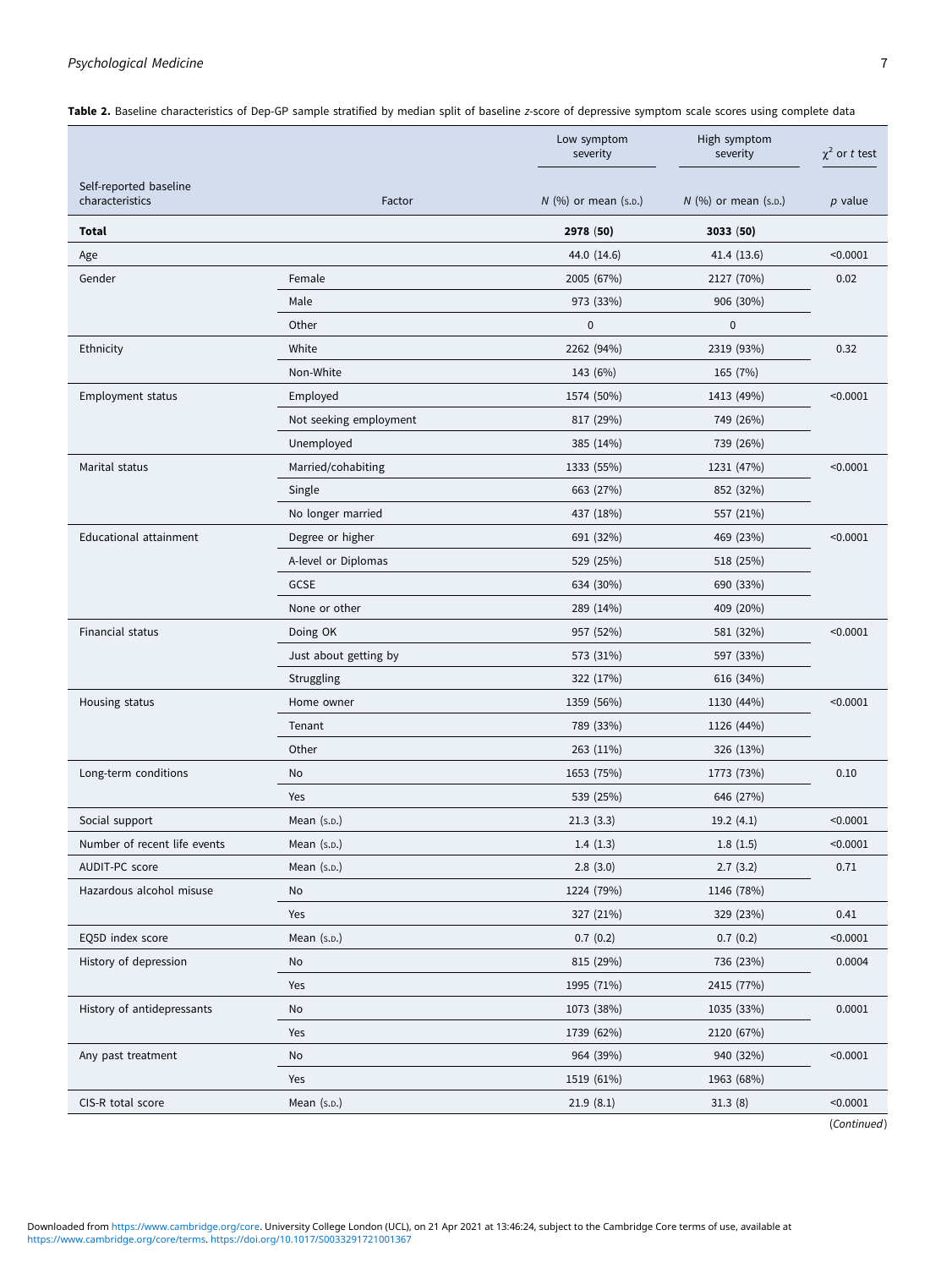**Table 2.** Baseline characteristics of Dep-GP sample stratified by median split of baseline *z*-score of depressive symptom scale scores using complete data

| Self-reported baseline characteristics | Factor | Low symptom severity *N* (%) or mean (s.d.) | High symptom severity *N* (%) or mean (s.d.) | $\chi^2$ or *t* test *p* value |
|---|---|---|---|---|
| **Total** | | **2978 (50)** | **3033 (50)** | |
| Age | | 44.0 (14.6) | 41.4 (13.6) | <0.0001 |
| Gender | Female | 2005 (67%) | 2127 (70%) | 0.02 |
| | Male | 973 (33%) | 906 (30%) | |
| | Other | 0 | 0 | |
| Ethnicity | White | 2262 (94%) | 2319 (93%) | 0.32 |
| | Non-White | 143 (6%) | 165 (7%) | |
| Employment status | Employed | 1574 (50%) | 1413 (49%) | <0.0001 |
| | Not seeking employment | 817 (29%) | 749 (26%) | |
| | Unemployed | 385 (14%) | 739 (26%) | |
| Marital status | Married/cohabiting | 1333 (55%) | 1231 (47%) | <0.0001 |
| | Single | 663 (27%) | 852 (32%) | |
| | No longer married | 437 (18%) | 557 (21%) | |
| Educational attainment | Degree or higher | 691 (32%) | 469 (23%) | <0.0001 |
| | A-level or Diplomas | 529 (25%) | 518 (25%) | |
| | GCSE | 634 (30%) | 690 (33%) | |
| | None or other | 289 (14%) | 409 (20%) | |
| Financial status | Doing OK | 957 (52%) | 581 (32%) | <0.0001 |
| | Just about getting by | 573 (31%) | 597 (33%) | |
| | Struggling | 322 (17%) | 616 (34%) | |
| Housing status | Home owner | 1359 (56%) | 1130 (44%) | <0.0001 |
| | Tenant | 789 (33%) | 1126 (44%) | |
| | Other | 263 (11%) | 326 (13%) | |
| Long-term conditions | No | 1653 (75%) | 1773 (73%) | 0.10 |
| | Yes | 539 (25%) | 646 (27%) | |
| Social support | Mean (s.d.) | 21.3 (3.3) | 19.2 (4.1) | <0.0001 |
| Number of recent life events | Mean (s.d.) | 1.4 (1.3) | 1.8 (1.5) | <0.0001 |
| AUDIT-PC score | Mean (s.d.) | 2.8 (3.0) | 2.7 (3.2) | 0.71 |
| Hazardous alcohol misuse | No | 1224 (79%) | 1146 (78%) | |
| | Yes | 327 (21%) | 329 (23%) | 0.41 |
| EQ5D index score | Mean (s.d.) | 0.7 (0.2) | 0.7 (0.2) | <0.0001 |
| History of depression | No | 815 (29%) | 736 (23%) | 0.0004 |
| | Yes | 1995 (71%) | 2415 (77%) | |
| History of antidepressants | No | 1073 (38%) | 1035 (33%) | 0.0001 |
| | Yes | 1739 (62%) | 2120 (67%) | |
| Any past treatment | No | 964 (39%) | 940 (32%) | <0.0001 |
| | Yes | 1519 (61%) | 1963 (68%) | |
| CIS-R total score | Mean (s.d.) | 21.9 (8.1) | 31.3 (8) | <0.0001 |

(*Continued*)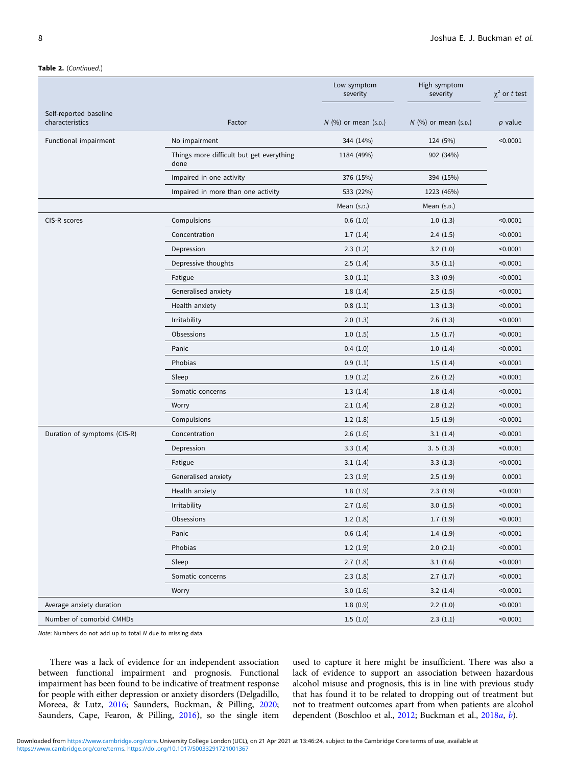**Table 2.** (*Continued.*)

| Self-reported baseline characteristics | Factor | Low symptom severity | High symptom severity | $\chi^2$ or *t* test |
|---|---|---|---|---|
| | | *N* (%) or mean (s.d.) | *N* (%) or mean (s.d.) | *p* value |
| Functional impairment | No impairment | 344 (14%) | 124 (5%) | <0.0001 |
| | Things more difficult but get everything done | 1184 (49%) | 902 (34%) | |
| | Impaired in one activity | 376 (15%) | 394 (15%) | |
| | Impaired in more than one activity | 533 (22%) | 1223 (46%) | |
| | | Mean (s.d.) | Mean (s.d.) | |
| CIS-R scores | Compulsions | 0.6 (1.0) | 1.0 (1.3) | <0.0001 |
| | Concentration | 1.7 (1.4) | 2.4 (1.5) | <0.0001 |
| | Depression | 2.3 (1.2) | 3.2 (1.0) | <0.0001 |
| | Depressive thoughts | 2.5 (1.4) | 3.5 (1.1) | <0.0001 |
| | Fatigue | 3.0 (1.1) | 3.3 (0.9) | <0.0001 |
| | Generalised anxiety | 1.8 (1.4) | 2.5 (1.5) | <0.0001 |
| | Health anxiety | 0.8 (1.1) | 1.3 (1.3) | <0.0001 |
| | Irritability | 2.0 (1.3) | 2.6 (1.3) | <0.0001 |
| | Obsessions | 1.0 (1.5) | 1.5 (1.7) | <0.0001 |
| | Panic | 0.4 (1.0) | 1.0 (1.4) | <0.0001 |
| | Phobias | 0.9 (1.1) | 1.5 (1.4) | <0.0001 |
| | Sleep | 1.9 (1.2) | 2.6 (1.2) | <0.0001 |
| | Somatic concerns | 1.3 (1.4) | 1.8 (1.4) | <0.0001 |
| | Worry | 2.1 (1.4) | 2.8 (1.2) | <0.0001 |
| | Compulsions | 1.2 (1.8) | 1.5 (1.9) | <0.0001 |
| Duration of symptoms (CIS-R) | Concentration | 2.6 (1.6) | 3.1 (1.4) | <0.0001 |
| | Depression | 3.3 (1.4) | 3. 5 (1.3) | <0.0001 |
| | Fatigue | 3.1 (1.4) | 3.3 (1.3) | <0.0001 |
| | Generalised anxiety | 2.3 (1.9) | 2.5 (1.9) | 0.0001 |
| | Health anxiety | 1.8 (1.9) | 2.3 (1.9) | <0.0001 |
| | Irritability | 2.7 (1.6) | 3.0 (1.5) | <0.0001 |
| | Obsessions | 1.2 (1.8) | 1.7 (1.9) | <0.0001 |
| | Panic | 0.6 (1.4) | 1.4 (1.9) | <0.0001 |
| | Phobias | 1.2 (1.9) | 2.0 (2.1) | <0.0001 |
| | Sleep | 2.7 (1.8) | 3.1 (1.6) | <0.0001 |
| | Somatic concerns | 2.3 (1.8) | 2.7 (1.7) | <0.0001 |
| | Worry | 3.0 (1.6) | 3.2 (1.4) | <0.0001 |
| Average anxiety duration | | 1.8 (0.9) | 2.2 (1.0) | <0.0001 |
| Number of comorbid CMHDs | | 1.5 (1.0) | 2.3 (1.1) | <0.0001 |

*Note*: Numbers do not add up to total *N* due to missing data.

There was a lack of evidence for an independent association between functional impairment and prognosis. Functional impairment has been found to be indicative of treatment response for people with either depression or anxiety disorders (Delgadillo, Moreea, & Lutz, 2016; Saunders, Buckman, & Pilling, 2020; Saunders, Cape, Fearon, & Pilling, 2016), so the single item used to capture it here might be insufficient. There was also a lack of evidence to support an association between hazardous alcohol misuse and prognosis, this is in line with previous study that has found it to be related to dropping out of treatment but not to treatment outcomes apart from when patients are alcohol dependent (Boschloo et al., 2012; Buckman et al., 2018*a*, *b*).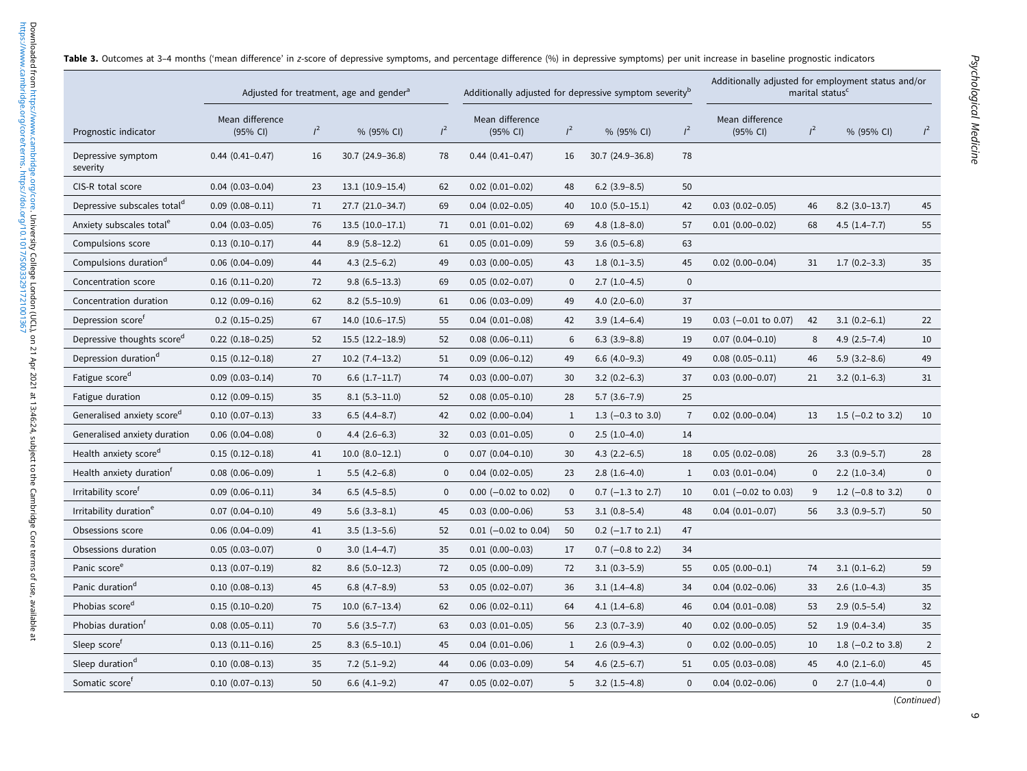**Table 3.** Outcomes at 3–4 months ('mean difference' in *z*-score of depressive symptoms, and percentage difference (%) in depressive symptoms) per unit increase in baseline prognostic indicators

| | Adjusted for treatment, age and gender[a] | | | | Additionally adjusted for depressive symptom severity[b] | | | | Additionally adjusted for employment status and/or marital status[c] | | | |
|---|---|---|---|---|---|---|---|---|---|---|---|---|
| Prognostic indicator | Mean difference (95% CI) | $I^2$ | % (95% CI) | $I^2$ | Mean difference (95% CI) | $I^2$ | % (95% CI) | $I^2$ | Mean difference (95% CI) | $I^2$ | % (95% CI) | $I^2$ |
| Depressive symptom severity | 0.44 (0.41–0.47) | 16 | 30.7 (24.9–36.8) | 78 | 0.44 (0.41–0.47) | 16 | 30.7 (24.9–36.8) | 78 | | | | |
| CIS-R total score | 0.04 (0.03–0.04) | 23 | 13.1 (10.9–15.4) | 62 | 0.02 (0.01–0.02) | 48 | 6.2 (3.9–8.5) | 50 | | | | |
| Depressive subscales total[d] | 0.09 (0.08–0.11) | 71 | 27.7 (21.0–34.7) | 69 | 0.04 (0.02–0.05) | 40 | 10.0 (5.0–15.1) | 42 | 0.03 (0.02–0.05) | 46 | 8.2 (3.0–13.7) | 45 |
| Anxiety subscales total[e] | 0.04 (0.03–0.05) | 76 | 13.5 (10.0–17.1) | 71 | 0.01 (0.01–0.02) | 69 | 4.8 (1.8–8.0) | 57 | 0.01 (0.00–0.02) | 68 | 4.5 (1.4–7.7) | 55 |
| Compulsions score | 0.13 (0.10–0.17) | 44 | 8.9 (5.8–12.2) | 61 | 0.05 (0.01–0.09) | 59 | 3.6 (0.5–6.8) | 63 | | | | |
| Compulsions duration[d] | 0.06 (0.04–0.09) | 44 | 4.3 (2.5–6.2) | 49 | 0.03 (0.00–0.05) | 43 | 1.8 (0.1–3.5) | 45 | 0.02 (0.00–0.04) | 31 | 1.7 (0.2–3.3) | 35 |
| Concentration score | 0.16 (0.11–0.20) | 72 | 9.8 (6.5–13.3) | 69 | 0.05 (0.02–0.07) | 0 | 2.7 (1.0–4.5) | 0 | | | | |
| Concentration duration | 0.12 (0.09–0.16) | 62 | 8.2 (5.5–10.9) | 61 | 0.06 (0.03–0.09) | 49 | 4.0 (2.0–6.0) | 37 | | | | |
| Depression score[f] | 0.2 (0.15–0.25) | 67 | 14.0 (10.6–17.5) | 55 | 0.04 (0.01–0.08) | 42 | 3.9 (1.4–6.4) | 19 | 0.03 (−0.01 to 0.07) | 42 | 3.1 (0.2–6.1) | 22 |
| Depressive thoughts score[d] | 0.22 (0.18–0.25) | 52 | 15.5 (12.2–18.9) | 52 | 0.08 (0.06–0.11) | 6 | 6.3 (3.9–8.8) | 19 | 0.07 (0.04–0.10) | 8 | 4.9 (2.5–7.4) | 10 |
| Depression duration[d] | 0.15 (0.12–0.18) | 27 | 10.2 (7.4–13.2) | 51 | 0.09 (0.06–0.12) | 49 | 6.6 (4.0–9.3) | 49 | 0.08 (0.05–0.11) | 46 | 5.9 (3.2–8.6) | 49 |
| Fatigue score[d] | 0.09 (0.03–0.14) | 70 | 6.6 (1.7–11.7) | 74 | 0.03 (0.00–0.07) | 30 | 3.2 (0.2–6.3) | 37 | 0.03 (0.00–0.07) | 21 | 3.2 (0.1–6.3) | 31 |
| Fatigue duration | 0.12 (0.09–0.15) | 35 | 8.1 (5.3–11.0) | 52 | 0.08 (0.05–0.10) | 28 | 5.7 (3.6–7.9) | 25 | | | | |
| Generalised anxiety score[d] | 0.10 (0.07–0.13) | 33 | 6.5 (4.4–8.7) | 42 | 0.02 (0.00–0.04) | 1 | 1.3 (−0.3 to 3.0) | 7 | 0.02 (0.00–0.04) | 13 | 1.5 (−0.2 to 3.2) | 10 |
| Generalised anxiety duration | 0.06 (0.04–0.08) | 0 | 4.4 (2.6–6.3) | 32 | 0.03 (0.01–0.05) | 0 | 2.5 (1.0–4.0) | 14 | | | | |
| Health anxiety score[d] | 0.15 (0.12–0.18) | 41 | 10.0 (8.0–12.1) | 0 | 0.07 (0.04–0.10) | 30 | 4.3 (2.2–6.5) | 18 | 0.05 (0.02–0.08) | 26 | 3.3 (0.9–5.7) | 28 |
| Health anxiety duration[f] | 0.08 (0.06–0.09) | 1 | 5.5 (4.2–6.8) | 0 | 0.04 (0.02–0.05) | 23 | 2.8 (1.6–4.0) | 1 | 0.03 (0.01–0.04) | 0 | 2.2 (1.0–3.4) | 0 |
| Irritability score[f] | 0.09 (0.06–0.11) | 34 | 6.5 (4.5–8.5) | 0 | 0.00 (−0.02 to 0.02) | 0 | 0.7 (−1.3 to 2.7) | 10 | 0.01 (−0.02 to 0.03) | 9 | 1.2 (−0.8 to 3.2) | 0 |
| Irritability duration[e] | 0.07 (0.04–0.10) | 49 | 5.6 (3.3–8.1) | 45 | 0.03 (0.00–0.06) | 53 | 3.1 (0.8–5.4) | 48 | 0.04 (0.01–0.07) | 56 | 3.3 (0.9–5.7) | 50 |
| Obsessions score | 0.06 (0.04–0.09) | 41 | 3.5 (1.3–5.6) | 52 | 0.01 (−0.02 to 0.04) | 50 | 0.2 (−1.7 to 2.1) | 47 | | | | |
| Obsessions duration | 0.05 (0.03–0.07) | 0 | 3.0 (1.4–4.7) | 35 | 0.01 (0.00–0.03) | 17 | 0.7 (−0.8 to 2.2) | 34 | | | | |
| Panic score[e] | 0.13 (0.07–0.19) | 82 | 8.6 (5.0–12.3) | 72 | 0.05 (0.00–0.09) | 72 | 3.1 (0.3–5.9) | 55 | 0.05 (0.00–0.1) | 74 | 3.1 (0.1–6.2) | 59 |
| Panic duration[d] | 0.10 (0.08–0.13) | 45 | 6.8 (4.7–8.9) | 53 | 0.05 (0.02–0.07) | 36 | 3.1 (1.4–4.8) | 34 | 0.04 (0.02–0.06) | 33 | 2.6 (1.0–4.3) | 35 |
| Phobias score[d] | 0.15 (0.10–0.20) | 75 | 10.0 (6.7–13.4) | 62 | 0.06 (0.02–0.11) | 64 | 4.1 (1.4–6.8) | 46 | 0.04 (0.01–0.08) | 53 | 2.9 (0.5–5.4) | 32 |
| Phobias duration[f] | 0.08 (0.05–0.11) | 70 | 5.6 (3.5–7.7) | 63 | 0.03 (0.01–0.05) | 56 | 2.3 (0.7–3.9) | 40 | 0.02 (0.00–0.05) | 52 | 1.9 (0.4–3.4) | 35 |
| Sleep score[f] | 0.13 (0.11–0.16) | 25 | 8.3 (6.5–10.1) | 45 | 0.04 (0.01–0.06) | 1 | 2.6 (0.9–4.3) | 0 | 0.02 (0.00–0.05) | 10 | 1.8 (−0.2 to 3.8) | 2 |
| Sleep duration[d] | 0.10 (0.08–0.13) | 35 | 7.2 (5.1–9.2) | 44 | 0.06 (0.03–0.09) | 54 | 4.6 (2.5–6.7) | 51 | 0.05 (0.03–0.08) | 45 | 4.0 (2.1–6.0) | 45 |
| Somatic score[f] | 0.10 (0.07–0.13) | 50 | 6.6 (4.1–9.2) | 47 | 0.05 (0.02–0.07) | 5 | 3.2 (1.5–4.8) | 0 | 0.04 (0.02–0.06) | 0 | 2.7 (1.0–4.4) | 0 |

(*Continued*)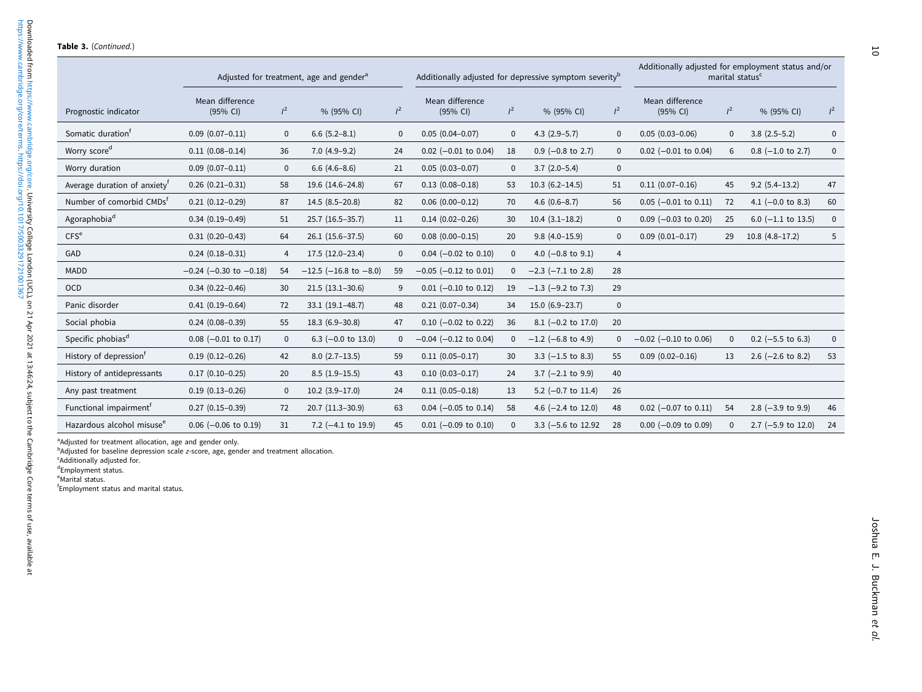**Table 3.** (*Continued.*)

| Prognostic indicator | Adjusted for treatment, age and gender[a] | | | | Additionally adjusted for depressive symptom severity[b] | | | | Additionally adjusted for employment status and/or marital status[c] | | | |
|---|---|---|---|---|---|---|---|---|---|---|---|---|
| | Mean difference (95% CI) | $I^2$ | % (95% CI) | $I^2$ | Mean difference (95% CI) | $I^2$ | % (95% CI) | $I^2$ | Mean difference (95% CI) | $I^2$ | % (95% CI) | $I^2$ |
| Somatic duration[f] | 0.09 (0.07–0.11) | 0 | 6.6 (5.2–8.1) | 0 | 0.05 (0.04–0.07) | 0 | 4.3 (2.9–5.7) | 0 | 0.05 (0.03–0.06) | 0 | 3.8 (2.5–5.2) | 0 |
| Worry score[d] | 0.11 (0.08–0.14) | 36 | 7.0 (4.9–9.2) | 24 | 0.02 (−0.01 to 0.04) | 18 | 0.9 (−0.8 to 2.7) | 0 | 0.02 (−0.01 to 0.04) | 6 | 0.8 (−1.0 to 2.7) | 0 |
| Worry duration | 0.09 (0.07–0.11) | 0 | 6.6 (4.6–8.6) | 21 | 0.05 (0.03–0.07) | 0 | 3.7 (2.0–5.4) | 0 | | | | |
| Average duration of anxiety[f] | 0.26 (0.21–0.31) | 58 | 19.6 (14.6–24.8) | 67 | 0.13 (0.08–0.18) | 53 | 10.3 (6.2–14.5) | 51 | 0.11 (0.07–0.16) | 45 | 9.2 (5.4–13.2) | 47 |
| Number of comorbid CMDs[f] | 0.21 (0.12–0.29) | 87 | 14.5 (8.5–20.8) | 82 | 0.06 (0.00–0.12) | 70 | 4.6 (0.6–8.7) | 56 | 0.05 (−0.01 to 0.11) | 72 | 4.1 (−0.0 to 8.3) | 60 |
| Agoraphobia[d] | 0.34 (0.19–0.49) | 51 | 25.7 (16.5–35.7) | 11 | 0.14 (0.02–0.26) | 30 | 10.4 (3.1–18.2) | 0 | 0.09 (−0.03 to 0.20) | 25 | 6.0 (−1.1 to 13.5) | 0 |
| CFS[e] | 0.31 (0.20–0.43) | 64 | 26.1 (15.6–37.5) | 60 | 0.08 (0.00–0.15) | 20 | 9.8 (4.0–15.9) | 0 | 0.09 (0.01–0.17) | 29 | 10.8 (4.8–17.2) | 5 |
| GAD | 0.24 (0.18–0.31) | 4 | 17.5 (12.0–23.4) | 0 | 0.04 (−0.02 to 0.10) | 0 | 4.0 (−0.8 to 9.1) | 4 | | | | |
| MADD | −0.24 (−0.30 to −0.18) | 54 | −12.5 (−16.8 to −8.0) | 59 | −0.05 (−0.12 to 0.01) | 0 | −2.3 (−7.1 to 2.8) | 28 | | | | |
| OCD | 0.34 (0.22–0.46) | 30 | 21.5 (13.1–30.6) | 9 | 0.01 (−0.10 to 0.12) | 19 | −1.3 (−9.2 to 7.3) | 29 | | | | |
| Panic disorder | 0.41 (0.19–0.64) | 72 | 33.1 (19.1–48.7) | 48 | 0.21 (0.07–0.34) | 34 | 15.0 (6.9–23.7) | 0 | | | | |
| Social phobia | 0.24 (0.08–0.39) | 55 | 18.3 (6.9–30.8) | 47 | 0.10 (−0.02 to 0.22) | 36 | 8.1 (−0.2 to 17.0) | 20 | | | | |
| Specific phobias[d] | 0.08 (−0.01 to 0.17) | 0 | 6.3 (−0.0 to 13.0) | 0 | −0.04 (−0.12 to 0.04) | 0 | −1.2 (−6.8 to 4.9) | 0 | −0.02 (−0.10 to 0.06) | 0 | 0.2 (−5.5 to 6.3) | 0 |
| History of depression[f] | 0.19 (0.12–0.26) | 42 | 8.0 (2.7–13.5) | 59 | 0.11 (0.05–0.17) | 30 | 3.3 (−1.5 to 8.3) | 55 | 0.09 (0.02–0.16) | 13 | 2.6 (−2.6 to 8.2) | 53 |
| History of antidepressants | 0.17 (0.10–0.25) | 20 | 8.5 (1.9–15.5) | 43 | 0.10 (0.03–0.17) | 24 | 3.7 (−2.1 to 9.9) | 40 | | | | |
| Any past treatment | 0.19 (0.13–0.26) | 0 | 10.2 (3.9–17.0) | 24 | 0.11 (0.05–0.18) | 13 | 5.2 (−0.7 to 11.4) | 26 | | | | |
| Functional impairment[f] | 0.27 (0.15–0.39) | 72 | 20.7 (11.3–30.9) | 63 | 0.04 (−0.05 to 0.14) | 58 | 4.6 (−2.4 to 12.0) | 48 | 0.02 (−0.07 to 0.11) | 54 | 2.8 (−3.9 to 9.9) | 46 |
| Hazardous alcohol misuse[e] | 0.06 (−0.06 to 0.19) | 31 | 7.2 (−4.1 to 19.9) | 45 | 0.01 (−0.09 to 0.10) | 0 | 3.3 (−5.6 to 12.92 | 28 | 0.00 (−0.09 to 0.09) | 0 | 2.7 (−5.9 to 12.0) | 24 |

[a]Adjusted for treatment allocation, age and gender only.
[b]Adjusted for baseline depression scale *z*-score, age, gender and treatment allocation.
[c]Additionally adjusted for.
[d]Employment status.
[e]Marital status.
[f]Employment status and marital status.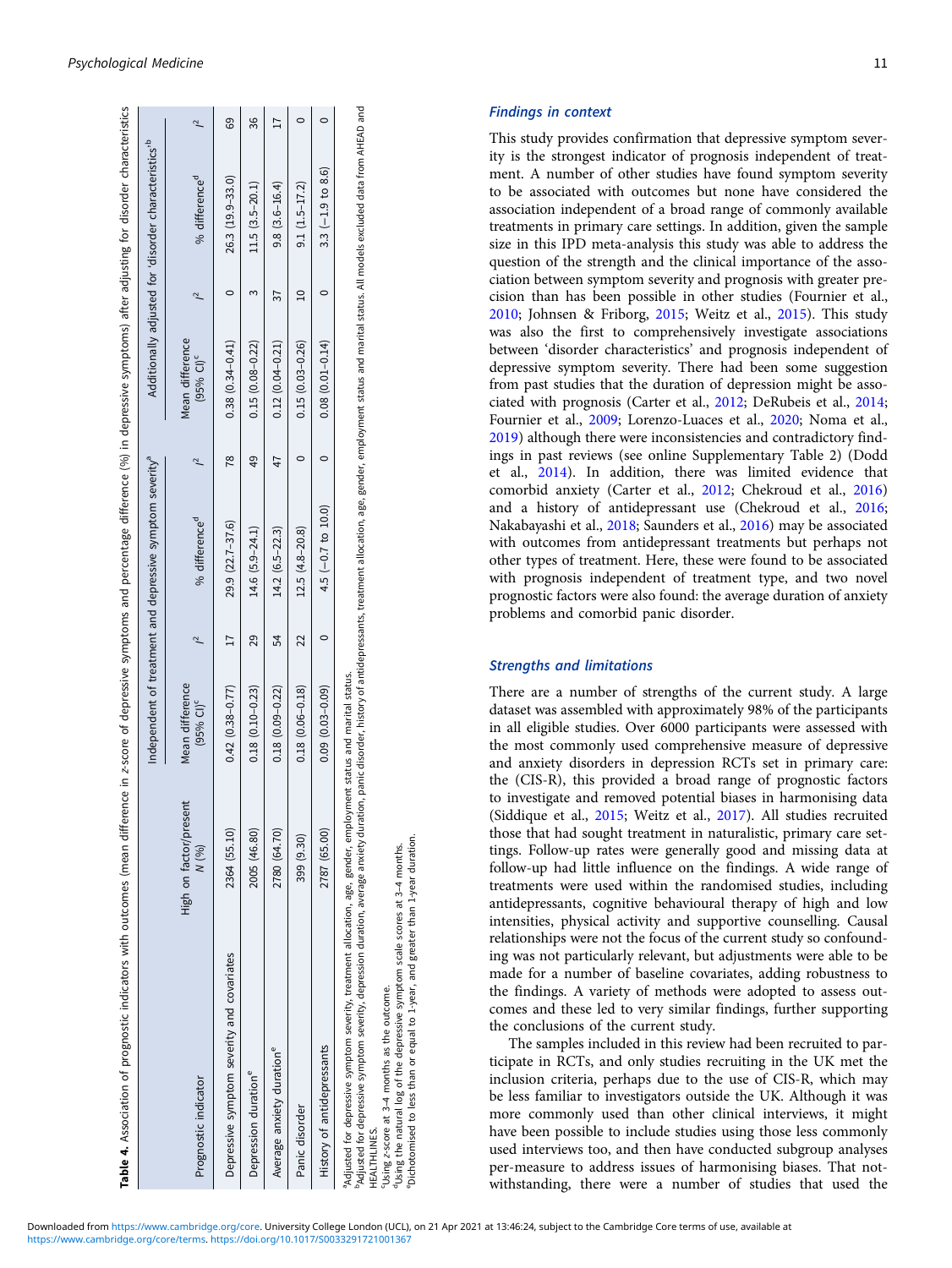**Table 4.** Association of prognostic indicators with outcomes (mean difference in z-score of depressive symptoms and percentage difference (%) in depressive symptoms) after adjusting for disorder characteristics

| Prognostic indicator | High on factor/present N (%) | Independent of treatment and depressive symptom severity[a] | | | | Additionally adjusted for 'disorder characteristics'[b] | | | |
|---|---|---|---|---|---|---|---|---|---|
| | | Mean difference (95% CI)[c] | $I^2$ | % difference[d] | $I^2$ | Mean difference (95% CI)[c] | $I^2$ | % difference[d] | $I^2$ |
| Depressive symptom severity and covariates | 2364 (55.10) | 0.42 (0.38–0.77) | 17 | 29.9 (22.7–37.6) | 78 | 0.38 (0.34–0.41) | 0 | 26.3 (19.9–33.0) | 69 |
| Depression duration[e] | 2005 (46.80) | 0.18 (0.10–0.23) | 29 | 14.6 (5.9–24.1) | 49 | 0.15 (0.08–0.22) | 3 | 11.5 (3.5–20.1) | 36 |
| Average anxiety duration[e] | 2780 (64.70) | 0.18 (0.09–0.22) | 54 | 14.2 (6.5–22.3) | 47 | 0.12 (0.04–0.21) | 37 | 9.8 (3.6–16.4) | 17 |
| Panic disorder | 399 (9.30) | 0.18 (0.06–0.18) | 22 | 12.5 (4.8–20.8) | 0 | 0.15 (0.03–0.26) | 10 | 9.1 (1.5–17.2) | 0 |
| History of antidepressants | 2787 (65.00) | 0.09 (0.03–0.09) | 0 | 4.5 (−0.7 to 10.0) | 0 | 0.08 (0.01–0.14) | 0 | 3.3 (−1.9 to 8.6) | 0 |

[a]Adjusted for depressive symptom severity, treatment allocation, age, gender, employment status and marital status.
[b]Adjusted for depressive symptom severity, depression duration, average anxiety duration, panic disorder, history of antidepressants, treatment allocation, age, gender, employment status and marital status. All models excluded data from AHEAD and HEALTHLINES.
[c]Using z-score at 3–4 months as the outcome.
[d]Using the natural log of the depressive symptom scale scores at 3–4 months.
[e]Dichotomised to less than or equal to 1-year, and greater than 1-year duration.

### Findings in context

This study provides confirmation that depressive symptom severity is the strongest indicator of prognosis independent of treatment. A number of other studies have found symptom severity to be associated with outcomes but none have considered the association independent of a broad range of commonly available treatments in primary care settings. In addition, given the sample size in this IPD meta-analysis this study was able to address the question of the strength and the clinical importance of the association between symptom severity and prognosis with greater precision than has been possible in other studies (Fournier et al., 2010; Johnsen & Friborg, 2015; Weitz et al., 2015). This study was also the first to comprehensively investigate associations between 'disorder characteristics' and prognosis independent of depressive symptom severity. There had been some suggestion from past studies that the duration of depression might be associated with prognosis (Carter et al., 2012; DeRubeis et al., 2014; Fournier et al., 2009; Lorenzo-Luaces et al., 2020; Noma et al., 2019) although there were inconsistencies and contradictory findings in past reviews (see online Supplementary Table 2) (Dodd et al., 2014). In addition, there was limited evidence that comorbid anxiety (Carter et al., 2012; Chekroud et al., 2016) and a history of antidepressant use (Chekroud et al., 2016; Nakabayashi et al., 2018; Saunders et al., 2016) may be associated with outcomes from antidepressant treatments but perhaps not other types of treatment. Here, these were found to be associated with prognosis independent of treatment type, and two novel prognostic factors were also found: the average duration of anxiety problems and comorbid panic disorder.

### Strengths and limitations

There are a number of strengths of the current study. A large dataset was assembled with approximately 98% of the participants in all eligible studies. Over 6000 participants were assessed with the most commonly used comprehensive measure of depressive and anxiety disorders in depression RCTs set in primary care: the (CIS-R), this provided a broad range of prognostic factors to investigate and removed potential biases in harmonising data (Siddique et al., 2015; Weitz et al., 2017). All studies recruited those that had sought treatment in naturalistic, primary care settings. Follow-up rates were generally good and missing data at follow-up had little influence on the findings. A wide range of treatments were used within the randomised studies, including antidepressants, cognitive behavioural therapy of high and low intensities, physical activity and supportive counselling. Causal relationships were not the focus of the current study so confounding was not particularly relevant, but adjustments were able to be made for a number of baseline covariates, adding robustness to the findings. A variety of methods were adopted to assess outcomes and these led to very similar findings, further supporting the conclusions of the current study.

The samples included in this review had been recruited to participate in RCTs, and only studies recruiting in the UK met the inclusion criteria, perhaps due to the use of CIS-R, which may be less familiar to investigators outside the UK. Although it was more commonly used than other clinical interviews, it might have been possible to include studies using those less commonly used interviews too, and then have conducted subgroup analyses per-measure to address issues of harmonising biases. That notwithstanding, there were a number of studies that used the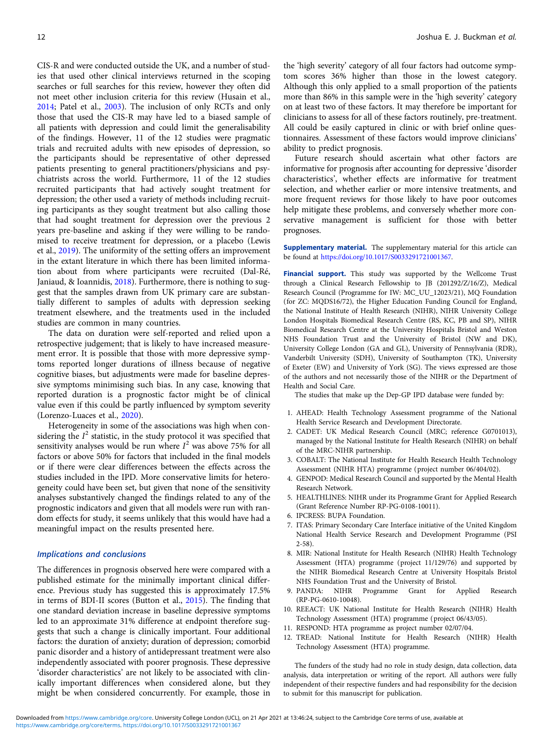CIS-R and were conducted outside the UK, and a number of studies that used other clinical interviews returned in the scoping searches or full searches for this review, however they often did not meet other inclusion criteria for this review (Husain et al., 2014; Patel et al., 2003). The inclusion of only RCTs and only those that used the CIS-R may have led to a biased sample of all patients with depression and could limit the generalisability of the findings. However, 11 of the 12 studies were pragmatic trials and recruited adults with new episodes of depression, so the participants should be representative of other depressed patients presenting to general practitioners/physicians and psychiatrists across the world. Furthermore, 11 of the 12 studies recruited participants that had actively sought treatment for depression; the other used a variety of methods including recruiting participants as they sought treatment but also calling those that had sought treatment for depression over the previous 2 years pre-baseline and asking if they were willing to be randomised to receive treatment for depression, or a placebo (Lewis et al., 2019). The uniformity of the setting offers an improvement in the extant literature in which there has been limited information about from where participants were recruited (Dal-Ré, Janiaud, & Ioannidis, 2018). Furthermore, there is nothing to suggest that the samples drawn from UK primary care are substantially different to samples of adults with depression seeking treatment elsewhere, and the treatments used in the included studies are common in many countries.

The data on duration were self-reported and relied upon a retrospective judgement; that is likely to have increased measurement error. It is possible that those with more depressive symptoms reported longer durations of illness because of negative cognitive biases, but adjustments were made for baseline depressive symptoms minimising such bias. In any case, knowing that reported duration is a prognostic factor might be of clinical value even if this could be partly influenced by symptom severity (Lorenzo-Luaces et al., 2020).

Heterogeneity in some of the associations was high when considering the $I^2$ statistic, in the study protocol it was specified that sensitivity analyses would be run where $I^2$ was above 75% for all factors or above 50% for factors that included in the final models or if there were clear differences between the effects across the studies included in the IPD. More conservative limits for heterogeneity could have been set, but given that none of the sensitivity analyses substantively changed the findings related to any of the prognostic indicators and given that all models were run with random effects for study, it seems unlikely that this would have had a meaningful impact on the results presented here.

### *Implications and conclusions*

The differences in prognosis observed here were compared with a published estimate for the minimally important clinical difference. Previous study has suggested this is approximately 17.5% in terms of BDI-II scores (Button et al., 2015). The finding that one standard deviation increase in baseline depressive symptoms led to an approximate 31% difference at endpoint therefore suggests that such a change is clinically important. Four additional factors: the duration of anxiety; duration of depression; comorbid panic disorder and a history of antidepressant treatment were also independently associated with poorer prognosis. These depressive 'disorder characteristics' are not likely to be associated with clinically important differences when considered alone, but they might be when considered concurrently. For example, those in the 'high severity' category of all four factors had outcome symptom scores 36% higher than those in the lowest category. Although this only applied to a small proportion of the patients more than 86% in this sample were in the 'high severity' category on at least two of these factors. It may therefore be important for clinicians to assess for all of these factors routinely, pre-treatment. All could be easily captured in clinic or with brief online questionnaires. Assessment of these factors would improve clinicians' ability to predict prognosis.

Future research should ascertain what other factors are informative for prognosis after accounting for depressive 'disorder characteristics', whether effects are informative for treatment selection, and whether earlier or more intensive treatments, and more frequent reviews for those likely to have poor outcomes help mitigate these problems, and conversely whether more conservative management is sufficient for those with better prognoses.

**Supplementary material.** The supplementary material for this article can be found at https://doi.org/10.1017/S0033291721001367.

**Financial support.** This study was supported by the Wellcome Trust through a Clinical Research Fellowship to JB (201292/Z/16/Z), Medical Research Council (Programme for IW: MC_UU_12023/21), MQ Foundation (for ZC: MQDS16/72), the Higher Education Funding Council for England, the National Institute of Health Research (NIHR), NIHR University College London Hospitals Biomedical Research Centre (RS, KC, PB and SP), NIHR Biomedical Research Centre at the University Hospitals Bristol and Weston NHS Foundation Trust and the University of Bristol (NW and DK), University College London (GA and GL), University of Pennsylvania (RDR), Vanderbilt University (SDH), University of Southampton (TK), University of Exeter (EW) and University of York (SG). The views expressed are those of the authors and not necessarily those of the NIHR or the Department of Health and Social Care.

The studies that make up the Dep-GP IPD database were funded by:

1. AHEAD: Health Technology Assessment programme of the National Health Service Research and Development Directorate.
2. CADET: UK Medical Research Council (MRC; reference G0701013), managed by the National Institute for Health Research (NIHR) on behalf of the MRC-NIHR partnership.
3. COBALT: The National Institute for Health Research Health Technology Assessment (NIHR HTA) programme (project number 06/404/02).
4. GENPOD: Medical Research Council and supported by the Mental Health Research Network.
5. HEALTHLINES: NIHR under its Programme Grant for Applied Research (Grant Reference Number RP-PG-0108-10011).
6. IPCRESS: BUPA Foundation.
7. ITAS: Primary Secondary Care Interface initiative of the United Kingdom National Health Service Research and Development Programme (PSI 2-58).
8. MIR: National Institute for Health Research (NIHR) Health Technology Assessment (HTA) programme (project 11/129/76) and supported by the NIHR Biomedical Research Centre at University Hospitals Bristol NHS Foundation Trust and the University of Bristol.
9. PANDA: NIHR Programme Grant for Applied Research (RP-PG-0610-10048).
10. REEACT: UK National Institute for Health Research (NIHR) Health Technology Assessment (HTA) programme (project 06/43/05).
11. RESPOND: HTA programme as project number 02/07/04.
12. TREAD: National Institute for Health Research (NIHR) Health Technology Assessment (HTA) programme.

The funders of the study had no role in study design, data collection, data analysis, data interpretation or writing of the report. All authors were fully independent of their respective funders and had responsibility for the decision to submit for this manuscript for publication.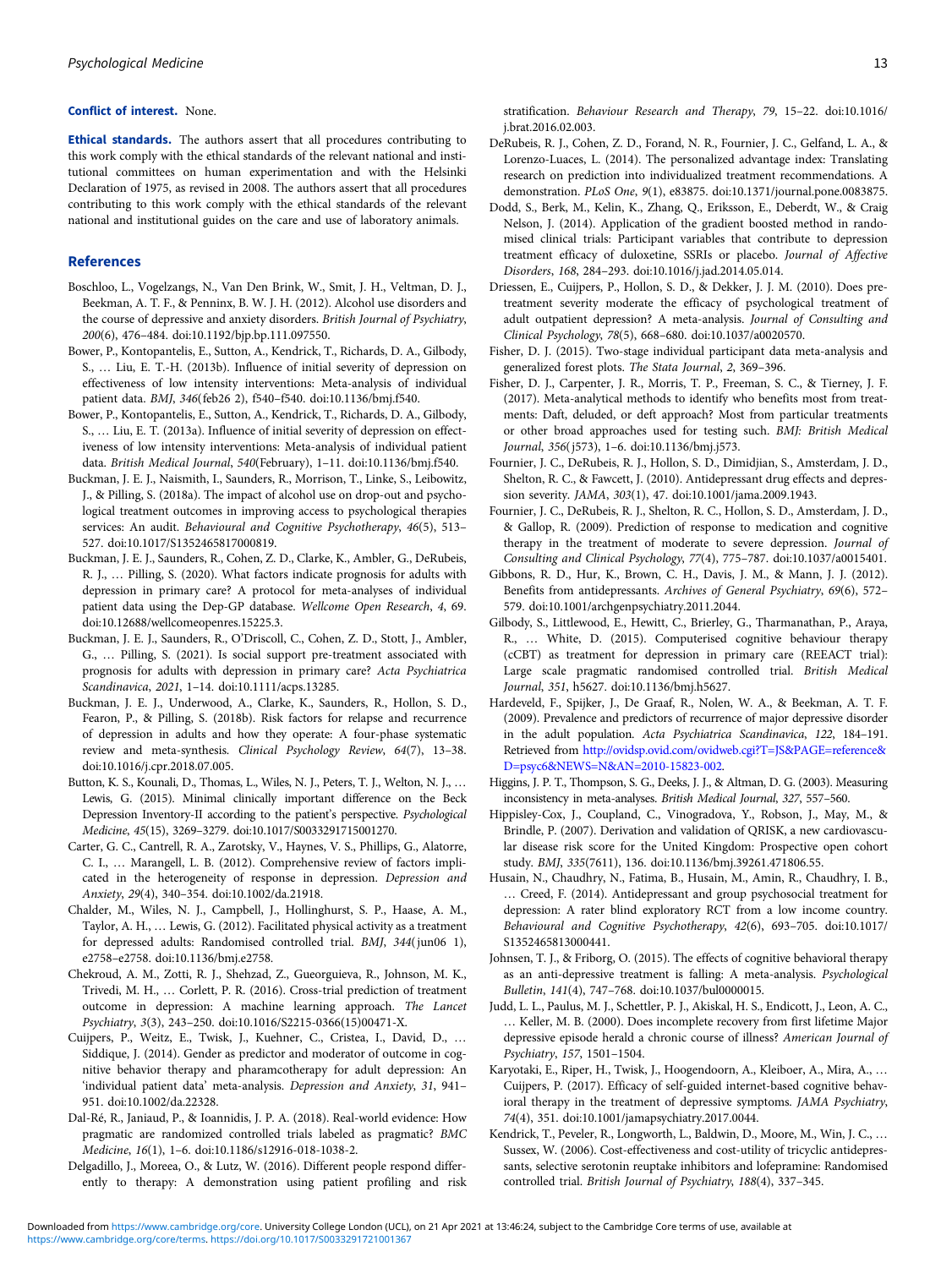**Conflict of interest.** None.

**Ethical standards.** The authors assert that all procedures contributing to this work comply with the ethical standards of the relevant national and institutional committees on human experimentation and with the Helsinki Declaration of 1975, as revised in 2008. The authors assert that all procedures contributing to this work comply with the ethical standards of the relevant national and institutional guides on the care and use of laboratory animals.

## References

Boschloo, L., Vogelzangs, N., Van Den Brink, W., Smit, J. H., Veltman, D. J., Beekman, A. T. F., & Penninx, B. W. J. H. (2012). Alcohol use disorders and the course of depressive and anxiety disorders. *British Journal of Psychiatry*, *200*(6), 476–484. doi:10.1192/bjp.bp.111.097550.

Bower, P., Kontopantelis, E., Sutton, A., Kendrick, T., Richards, D. A., Gilbody, S., … Liu, E. T.-H. (2013b). Influence of initial severity of depression on effectiveness of low intensity interventions: Meta-analysis of individual patient data. *BMJ*, *346*(feb26 2), f540–f540. doi:10.1136/bmj.f540.

Bower, P., Kontopantelis, E., Sutton, A., Kendrick, T., Richards, D. A., Gilbody, S., … Liu, E. T. (2013a). Influence of initial severity of depression on effectiveness of low intensity interventions: Meta-analysis of individual patient data. *British Medical Journal*, *540*(February), 1–11. doi:10.1136/bmj.f540.

Buckman, J. E. J., Naismith, I., Saunders, R., Morrison, T., Linke, S., Leibowitz, J., & Pilling, S. (2018a). The impact of alcohol use on drop-out and psychological treatment outcomes in improving access to psychological therapies services: An audit. *Behavioural and Cognitive Psychotherapy*, *46*(5), 513–527. doi:10.1017/S1352465817000819.

Buckman, J. E. J., Saunders, R., Cohen, Z. D., Clarke, K., Ambler, G., DeRubeis, R. J., … Pilling, S. (2020). What factors indicate prognosis for adults with depression in primary care? A protocol for meta-analyses of individual patient data using the Dep-GP database. *Wellcome Open Research*, *4*, 69. doi:10.12688/wellcomeopenres.15225.3.

Buckman, J. E. J., Saunders, R., O'Driscoll, C., Cohen, Z. D., Stott, J., Ambler, G., … Pilling, S. (2021). Is social support pre-treatment associated with prognosis for adults with depression in primary care? *Acta Psychiatrica Scandinavica*, *2021*, 1–14. doi:10.1111/acps.13285.

Buckman, J. E. J., Underwood, A., Clarke, K., Saunders, R., Hollon, S. D., Fearon, P., & Pilling, S. (2018b). Risk factors for relapse and recurrence of depression in adults and how they operate: A four-phase systematic review and meta-synthesis. *Clinical Psychology Review*, *64*(7), 13–38. doi:10.1016/j.cpr.2018.07.005.

Button, K. S., Kounali, D., Thomas, L., Wiles, N. J., Peters, T. J., Welton, N. J., … Lewis, G. (2015). Minimal clinically important difference on the Beck Depression Inventory-II according to the patient's perspective. *Psychological Medicine*, *45*(15), 3269–3279. doi:10.1017/S0033291715001270.

Carter, G. C., Cantrell, R. A., Zarotsky, V., Haynes, V. S., Phillips, G., Alatorre, C. I., … Marangell, L. B. (2012). Comprehensive review of factors implicated in the heterogeneity of response in depression. *Depression and Anxiety*, *29*(4), 340–354. doi:10.1002/da.21918.

Chalder, M., Wiles, N. J., Campbell, J., Hollinghurst, S. P., Haase, A. M., Taylor, A. H., … Lewis, G. (2012). Facilitated physical activity as a treatment for depressed adults: Randomised controlled trial. *BMJ*, *344*(jun06 1), e2758–e2758. doi:10.1136/bmj.e2758.

Chekroud, A. M., Zotti, R. J., Shehzad, Z., Gueorguieva, R., Johnson, M. K., Trivedi, M. H., … Corlett, P. R. (2016). Cross-trial prediction of treatment outcome in depression: A machine learning approach. *The Lancet Psychiatry*, *3*(3), 243–250. doi:10.1016/S2215-0366(15)00471-X.

Cuijpers, P., Weitz, E., Twisk, J., Kuehner, C., Cristea, I., David, D., … Siddique, J. (2014). Gender as predictor and moderator of outcome in cognitive behavior therapy and pharmacotherapy for adult depression: An 'individual patient data' meta-analysis. *Depression and Anxiety*, *31*, 941–951. doi:10.1002/da.22328.

Dal-Ré, R., Janiaud, P., & Ioannidis, J. P. A. (2018). Real-world evidence: How pragmatic are randomized controlled trials labeled as pragmatic? *BMC Medicine*, *16*(1), 1–6. doi:10.1186/s12916-018-1038-2.

Delgadillo, J., Moreea, O., & Lutz, W. (2016). Different people respond differently to therapy: A demonstration using patient profiling and risk stratification. *Behaviour Research and Therapy*, *79*, 15–22. doi:10.1016/j.brat.2016.02.003.

DeRubeis, R. J., Cohen, Z. D., Forand, N. R., Fournier, J. C., Gelfand, L. A., & Lorenzo-Luaces, L. (2014). The personalized advantage index: Translating research on prediction into individualized treatment recommendations. A demonstration. *PLoS One*, *9*(1), e83875. doi:10.1371/journal.pone.0083875.

Dodd, S., Berk, M., Kelin, K., Zhang, Q., Eriksson, E., Deberdt, W., & Craig Nelson, J. (2014). Application of the gradient boosted method in randomised clinical trials: Participant variables that contribute to depression treatment efficacy of duloxetine, SSRIs or placebo. *Journal of Affective Disorders*, *168*, 284–293. doi:10.1016/j.jad.2014.05.014.

Driessen, E., Cuijpers, P., Hollon, S. D., & Dekker, J. J. M. (2010). Does pretreatment severity moderate the efficacy of psychological treatment of adult outpatient depression? A meta-analysis. *Journal of Consulting and Clinical Psychology*, *78*(5), 668–680. doi:10.1037/a0020570.

Fisher, D. J. (2015). Two-stage individual participant data meta-analysis and generalized forest plots. *The Stata Journal*, *2*, 369–396.

Fisher, D. J., Carpenter, J. R., Morris, T. P., Freeman, S. C., & Tierney, J. F. (2017). Meta-analytical methods to identify who benefits most from treatments: Daft, deluded, or deft approach? Most from particular treatments or other broad approaches used for testing such. *BMJ: British Medical Journal*, *356*(j573), 1–6. doi:10.1136/bmj.j573.

Fournier, J. C., DeRubeis, R. J., Hollon, S. D., Dimidjian, S., Amsterdam, J. D., Shelton, R. C., & Fawcett, J. (2010). Antidepressant drug effects and depression severity. *JAMA*, *303*(1), 47. doi:10.1001/jama.2009.1943.

Fournier, J. C., DeRubeis, R. J., Shelton, R. C., Hollon, S. D., Amsterdam, J. D., & Gallop, R. (2009). Prediction of response to medication and cognitive therapy in the treatment of moderate to severe depression. *Journal of Consulting and Clinical Psychology*, *77*(4), 775–787. doi:10.1037/a0015401.

Gibbons, R. D., Hur, K., Brown, C. H., Davis, J. M., & Mann, J. J. (2012). Benefits from antidepressants. *Archives of General Psychiatry*, *69*(6), 572–579. doi:10.1001/archgenpsychiatry.2011.2044.

Gilbody, S., Littlewood, E., Hewitt, C., Brierley, G., Tharmanathan, P., Araya, R., … White, D. (2015). Computerised cognitive behaviour therapy (cCBT) as treatment for depression in primary care (REEACT trial): Large scale pragmatic randomised controlled trial. *British Medical Journal*, *351*, h5627. doi:10.1136/bmj.h5627.

Hardeveld, F., Spijker, J., De Graaf, R., Nolen, W. A., & Beekman, A. T. F. (2009). Prevalence and predictors of recurrence of major depressive disorder in the adult population. *Acta Psychiatrica Scandinavica*, *122*, 184–191. Retrieved from http://ovidsp.ovid.com/ovidweb.cgi?T=JS&PAGE=reference&D=psyc6&NEWS=N&AN=2010-15823-002.

Higgins, J. P. T., Thompson, S. G., Deeks, J. J., & Altman, D. G. (2003). Measuring inconsistency in meta-analyses. *British Medical Journal*, *327*, 557–560.

Hippisley-Cox, J., Coupland, C., Vinogradova, Y., Robson, J., May, M., & Brindle, P. (2007). Derivation and validation of QRISK, a new cardiovascular disease risk score for the United Kingdom: Prospective open cohort study. *BMJ*, *335*(7611), 136. doi:10.1136/bmj.39261.471806.55.

Husain, N., Chaudhry, N., Fatima, B., Husain, M., Amin, R., Chaudhry, I. B., … Creed, F. (2014). Antidepressant and group psychosocial treatment for depression: A rater blind exploratory RCT from a low income country. *Behavioural and Cognitive Psychotherapy*, *42*(6), 693–705. doi:10.1017/S1352465813000441.

Johnsen, T. J., & Friborg, O. (2015). The effects of cognitive behavioral therapy as an anti-depressive treatment is falling: A meta-analysis. *Psychological Bulletin*, *141*(4), 747–768. doi:10.1037/bul0000015.

Judd, L. L., Paulus, M. J., Schettler, P. J., Akiskal, H. S., Endicott, J., Leon, A. C., … Keller, M. B. (2000). Does incomplete recovery from first lifetime Major depressive episode herald a chronic course of illness? *American Journal of Psychiatry*, *157*, 1501–1504.

Karyotaki, E., Riper, H., Twisk, J., Hoogendoorn, A., Kleiboer, A., Mira, A., … Cuijpers, P. (2017). Efficacy of self-guided internet-based cognitive behavioral therapy in the treatment of depressive symptoms. *JAMA Psychiatry*, *74*(4), 351. doi:10.1001/jamapsychiatry.2017.0044.

Kendrick, T., Peveler, R., Longworth, L., Baldwin, D., Moore, M., Win, J. C., … Sussex, W. (2006). Cost-effectiveness and cost-utility of tricyclic antidepressants, selective serotonin reuptake inhibitors and lofepramine: Randomised controlled trial. *British Journal of Psychiatry*, *188*(4), 337–345.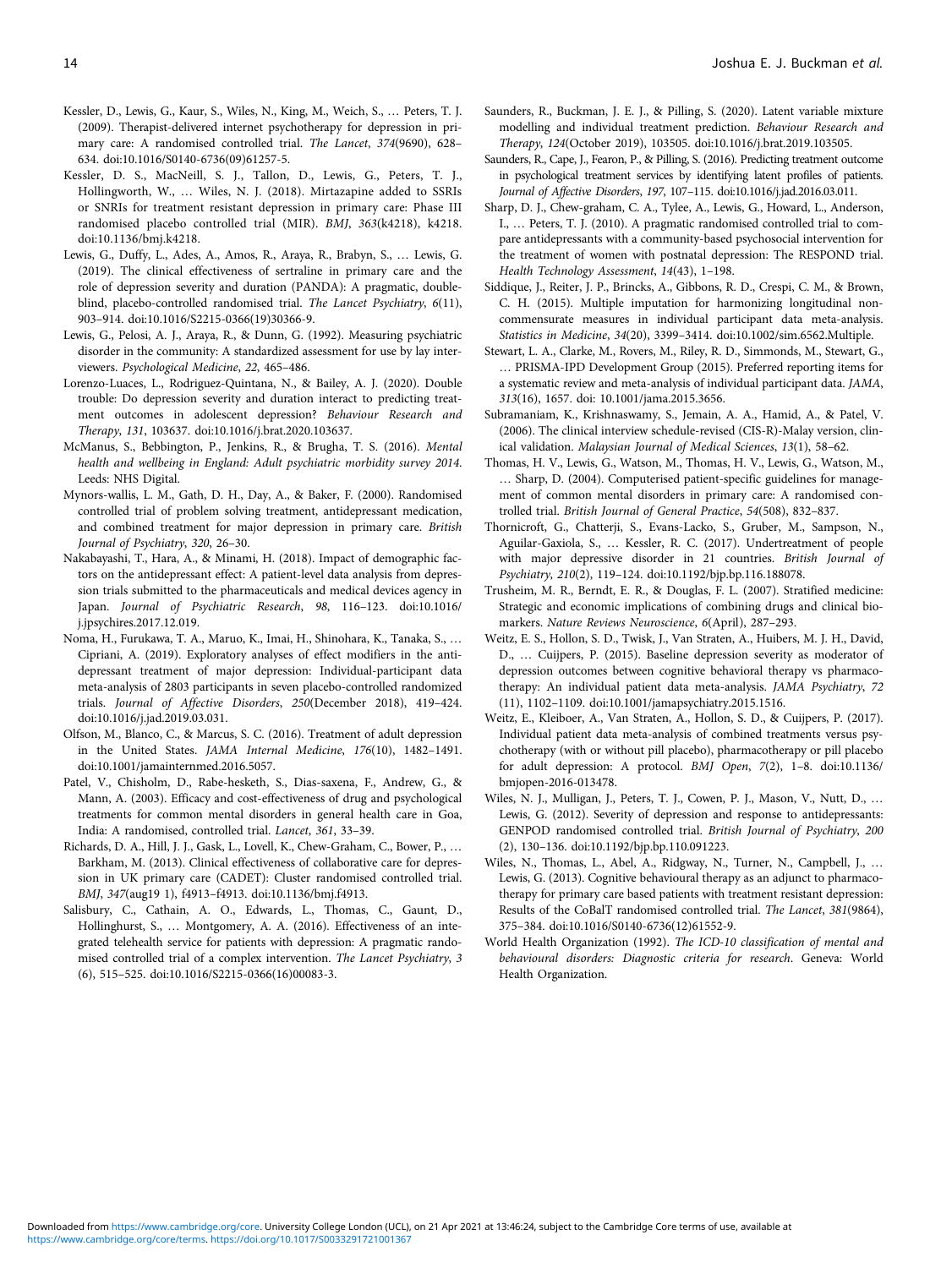Kessler, D., Lewis, G., Kaur, S., Wiles, N., King, M., Weich, S., … Peters, T. J. (2009). Therapist-delivered internet psychotherapy for depression in primary care: A randomised controlled trial. *The Lancet*, *374*(9690), 628–634. doi:10.1016/S0140-6736(09)61257-5.

Kessler, D. S., MacNeill, S. J., Tallon, D., Lewis, G., Peters, T. J., Hollingworth, W., … Wiles, N. J. (2018). Mirtazapine added to SSRIs or SNRIs for treatment resistant depression in primary care: Phase III randomised placebo controlled trial (MIR). *BMJ*, *363*(k4218), k4218. doi:10.1136/bmj.k4218.

Lewis, G., Duffy, L., Ades, A., Amos, R., Araya, R., Brabyn, S., … Lewis, G. (2019). The clinical effectiveness of sertraline in primary care and the role of depression severity and duration (PANDA): A pragmatic, double-blind, placebo-controlled randomised trial. *The Lancet Psychiatry*, *6*(11), 903–914. doi:10.1016/S2215-0366(19)30366-9.

Lewis, G., Pelosi, A. J., Araya, R., & Dunn, G. (1992). Measuring psychiatric disorder in the community: A standardized assessment for use by lay interviewers. *Psychological Medicine*, *22*, 465–486.

Lorenzo-Luaces, L., Rodriguez-Quintana, N., & Bailey, A. J. (2020). Double trouble: Do depression severity and duration interact to predicting treatment outcomes in adolescent depression? *Behaviour Research and Therapy*, *131*, 103637. doi:10.1016/j.brat.2020.103637.

McManus, S., Bebbington, P., Jenkins, R., & Brugha, T. S. (2016). *Mental health and wellbeing in England: Adult psychiatric morbidity survey 2014*. Leeds: NHS Digital.

Mynors-wallis, L. M., Gath, D. H., Day, A., & Baker, F. (2000). Randomised controlled trial of problem solving treatment, antidepressant medication, and combined treatment for major depression in primary care. *British Journal of Psychiatry*, *320*, 26–30.

Nakabayashi, T., Hara, A., & Minami, H. (2018). Impact of demographic factors on the antidepressant effect: A patient-level data analysis from depression trials submitted to the pharmaceuticals and medical devices agency in Japan. *Journal of Psychiatric Research*, *98*, 116–123. doi:10.1016/j.jpsychires.2017.12.019.

Noma, H., Furukawa, T. A., Maruo, K., Imai, H., Shinohara, K., Tanaka, S., … Cipriani, A. (2019). Exploratory analyses of effect modifiers in the antidepressant treatment of major depression: Individual-participant data meta-analysis of 2803 participants in seven placebo-controlled randomized trials. *Journal of Affective Disorders*, *250*(December 2018), 419–424. doi:10.1016/j.jad.2019.03.031.

Olfson, M., Blanco, C., & Marcus, S. C. (2016). Treatment of adult depression in the United States. *JAMA Internal Medicine*, *176*(10), 1482–1491. doi:10.1001/jamainternmed.2016.5057.

Patel, V., Chisholm, D., Rabe-hesketh, S., Dias-saxena, F., Andrew, G., & Mann, A. (2003). Efficacy and cost-effectiveness of drug and psychological treatments for common mental disorders in general health care in Goa, India: A randomised, controlled trial. *Lancet*, *361*, 33–39.

Richards, D. A., Hill, J. J., Gask, L., Lovell, K., Chew-Graham, C., Bower, P., … Barkham, M. (2013). Clinical effectiveness of collaborative care for depression in UK primary care (CADET): Cluster randomised controlled trial. *BMJ*, *347*(aug19 1), f4913–f4913. doi:10.1136/bmj.f4913.

Salisbury, C., Cathain, A. O., Edwards, L., Thomas, C., Gaunt, D., Hollinghurst, S., … Montgomery, A. A. (2016). Effectiveness of an integrated telehealth service for patients with depression: A pragmatic randomised controlled trial of a complex intervention. *The Lancet Psychiatry*, *3*(6), 515–525. doi:10.1016/S2215-0366(16)00083-3.

Saunders, R., Buckman, J. E. J., & Pilling, S. (2020). Latent variable mixture modelling and individual treatment prediction. *Behaviour Research and Therapy*, *124*(October 2019), 103505. doi:10.1016/j.brat.2019.103505.

Saunders, R., Cape, J., Fearon, P., & Pilling, S. (2016). Predicting treatment outcome in psychological treatment services by identifying latent profiles of patients. *Journal of Affective Disorders*, *197*, 107–115. doi:10.1016/j.jad.2016.03.011.

Sharp, D. J., Chew-graham, C. A., Tylee, A., Lewis, G., Howard, L., Anderson, I., … Peters, T. J. (2010). A pragmatic randomised controlled trial to compare antidepressants with a community-based psychosocial intervention for the treatment of women with postnatal depression: The RESPOND trial. *Health Technology Assessment*, *14*(43), 1–198.

Siddique, J., Reiter, J. P., Brincks, A., Gibbons, R. D., Crespi, C. M., & Brown, C. H. (2015). Multiple imputation for harmonizing longitudinal non-commensurate measures in individual participant data meta-analysis. *Statistics in Medicine*, *34*(20), 3399–3414. doi:10.1002/sim.6562.Multiple.

Stewart, L. A., Clarke, M., Rovers, M., Riley, R. D., Simmonds, M., Stewart, G., … PRISMA-IPD Development Group (2015). Preferred reporting items for a systematic review and meta-analysis of individual participant data. *JAMA*, *313*(16), 1657. doi: 10.1001/jama.2015.3656.

Subramaniam, K., Krishnaswamy, S., Jemain, A. A., Hamid, A., & Patel, V. (2006). The clinical interview schedule-revised (CIS-R)-Malay version, clinical validation. *Malaysian Journal of Medical Sciences*, *13*(1), 58–62.

Thomas, H. V., Lewis, G., Watson, M., Thomas, H. V., Lewis, G., Watson, M., … Sharp, D. (2004). Computerised patient-specific guidelines for management of common mental disorders in primary care: A randomised controlled trial. *British Journal of General Practice*, *54*(508), 832–837.

Thornicroft, G., Chatterji, S., Evans-Lacko, S., Gruber, M., Sampson, N., Aguilar-Gaxiola, S., … Kessler, R. C. (2017). Undertreatment of people with major depressive disorder in 21 countries. *British Journal of Psychiatry*, *210*(2), 119–124. doi:10.1192/bjp.bp.116.188078.

Trusheim, M. R., Berndt, E. R., & Douglas, F. L. (2007). Stratified medicine: Strategic and economic implications of combining drugs and clinical biomarkers. *Nature Reviews Neuroscience*, *6*(April), 287–293.

Weitz, E. S., Hollon, S. D., Twisk, J., Van Straten, A., Huibers, M. J. H., David, D., … Cuijpers, P. (2015). Baseline depression severity as moderator of depression outcomes between cognitive behavioral therapy vs pharmacotherapy: An individual patient data meta-analysis. *JAMA Psychiatry*, *72*(11), 1102–1109. doi:10.1001/jamapsychiatry.2015.1516.

Weitz, E., Kleiboer, A., Van Straten, A., Hollon, S. D., & Cuijpers, P. (2017). Individual patient data meta-analysis of combined treatments versus psychotherapy (with or without pill placebo), pharmacotherapy or pill placebo for adult depression: A protocol. *BMJ Open*, *7*(2), 1–8. doi:10.1136/bmjopen-2016-013478.

Wiles, N. J., Mulligan, J., Peters, T. J., Cowen, P. J., Mason, V., Nutt, D., … Lewis, G. (2012). Severity of depression and response to antidepressants: GENPOD randomised controlled trial. *British Journal of Psychiatry*, *200*(2), 130–136. doi:10.1192/bjp.bp.110.091223.

Wiles, N., Thomas, L., Abel, A., Ridgway, N., Turner, N., Campbell, J., … Lewis, G. (2013). Cognitive behavioural therapy as an adjunct to pharmacotherapy for primary care based patients with treatment resistant depression: Results of the CoBalT randomised controlled trial. *The Lancet*, *381*(9864), 375–384. doi:10.1016/S0140-6736(12)61552-9.

World Health Organization (1992). *The ICD-10 classification of mental and behavioural disorders: Diagnostic criteria for research*. Geneva: World Health Organization.